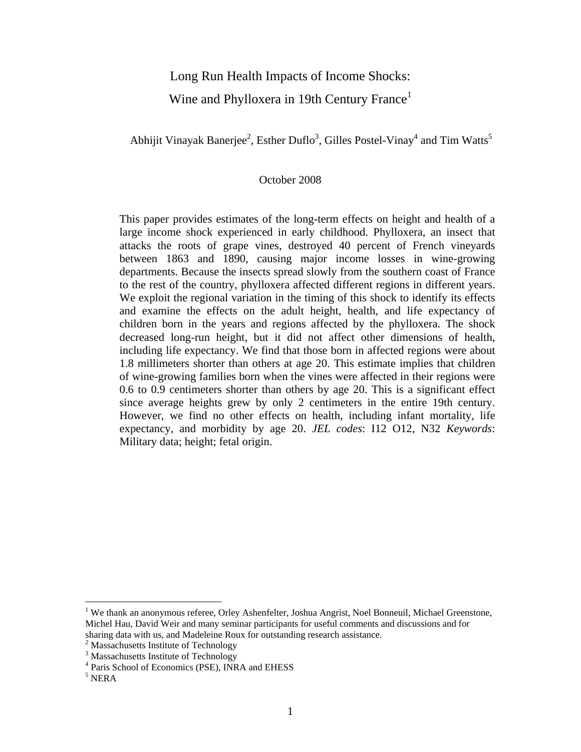# Long Run Health Impacts of Income Shocks: Wine and Phylloxera in 19th Century France[1]

Abhijit Vinayak Banerjee[2], Esther Duflo[3], Gilles Postel-Vinay[4] and Tim Watts[5]

October 2008

This paper provides estimates of the long-term effects on height and health of a large income shock experienced in early childhood. Phylloxera, an insect that attacks the roots of grape vines, destroyed 40 percent of French vineyards between 1863 and 1890, causing major income losses in wine-growing departments. Because the insects spread slowly from the southern coast of France to the rest of the country, phylloxera affected different regions in different years. We exploit the regional variation in the timing of this shock to identify its effects and examine the effects on the adult height, health, and life expectancy of children born in the years and regions affected by the phylloxera. The shock decreased long-run height, but it did not affect other dimensions of health, including life expectancy. We find that those born in affected regions were about 1.8 millimeters shorter than others at age 20. This estimate implies that children of wine-growing families born when the vines were affected in their regions were 0.6 to 0.9 centimeters shorter than others by age 20. This is a significant effect since average heights grew by only 2 centimeters in the entire 19th century. However, we find no other effects on health, including infant mortality, life expectancy, and morbidity by age 20. *JEL codes*: I12 O12, N32 *Keywords*: Military data; height; fetal origin.

---

[1] We thank an anonymous referee, Orley Ashenfelter, Joshua Angrist, Noel Bonneuil, Michael Greenstone, Michel Hau, David Weir and many seminar participants for useful comments and discussions and for sharing data with us, and Madeleine Roux for outstanding research assistance.

[2] Massachusetts Institute of Technology

[3] Massachusetts Institute of Technology

[4] Paris School of Economics (PSE), INRA and EHESS

[5] NERA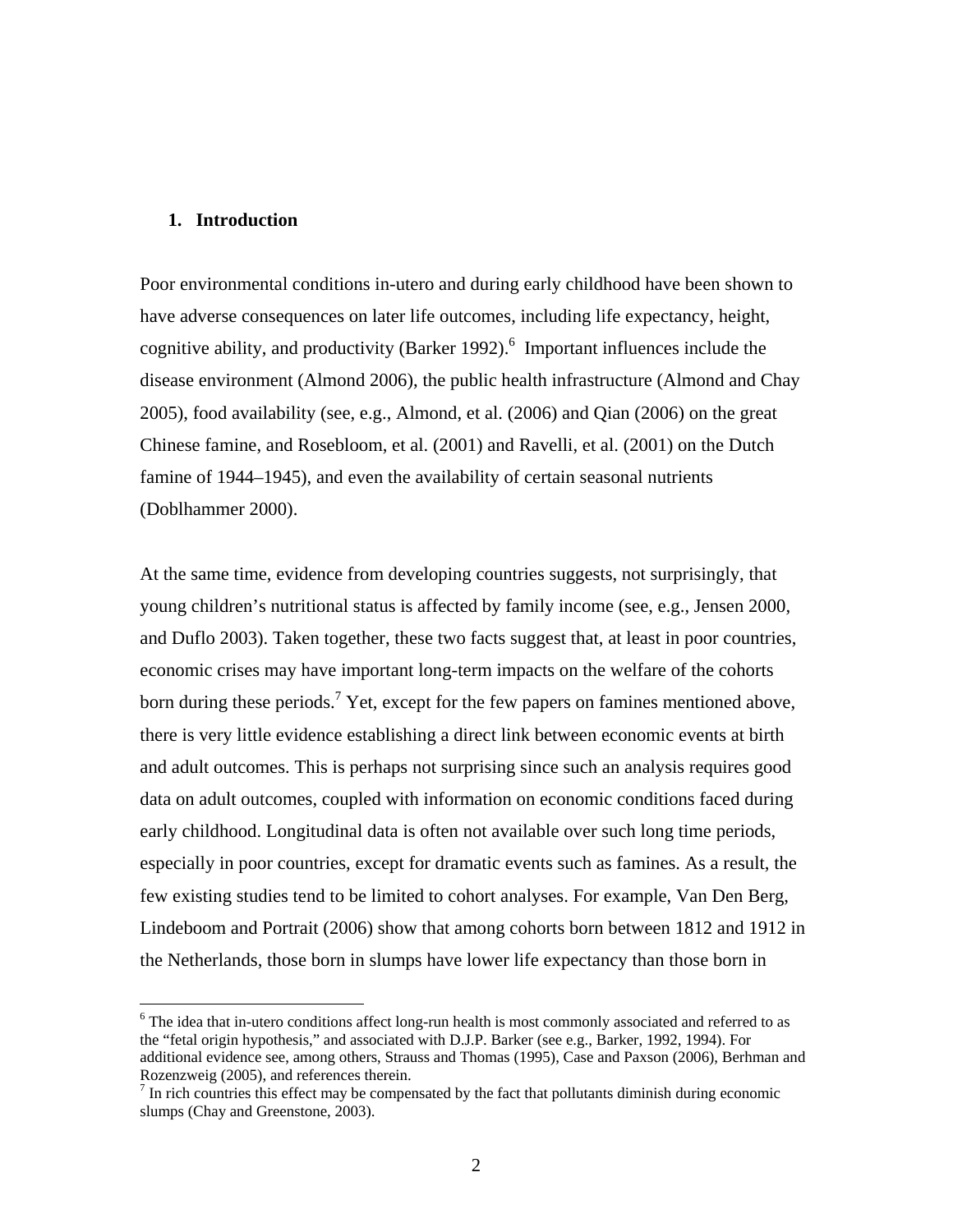## 1. Introduction

Poor environmental conditions in-utero and during early childhood have been shown to have adverse consequences on later life outcomes, including life expectancy, height, cognitive ability, and productivity (Barker 1992).[6] Important influences include the disease environment (Almond 2006), the public health infrastructure (Almond and Chay 2005), food availability (see, e.g., Almond, et al. (2006) and Qian (2006) on the great Chinese famine, and Rosebloom, et al. (2001) and Ravelli, et al. (2001) on the Dutch famine of 1944–1945), and even the availability of certain seasonal nutrients (Doblhammer 2000).

At the same time, evidence from developing countries suggests, not surprisingly, that young children's nutritional status is affected by family income (see, e.g., Jensen 2000, and Duflo 2003). Taken together, these two facts suggest that, at least in poor countries, economic crises may have important long-term impacts on the welfare of the cohorts born during these periods.[7] Yet, except for the few papers on famines mentioned above, there is very little evidence establishing a direct link between economic events at birth and adult outcomes. This is perhaps not surprising since such an analysis requires good data on adult outcomes, coupled with information on economic conditions faced during early childhood. Longitudinal data is often not available over such long time periods, especially in poor countries, except for dramatic events such as famines. As a result, the few existing studies tend to be limited to cohort analyses. For example, Van Den Berg, Lindeboom and Portrait (2006) show that among cohorts born between 1812 and 1912 in the Netherlands, those born in slumps have lower life expectancy than those born in

---

[6] The idea that in-utero conditions affect long-run health is most commonly associated and referred to as the "fetal origin hypothesis," and associated with D.J.P. Barker (see e.g., Barker, 1992, 1994). For additional evidence see, among others, Strauss and Thomas (1995), Case and Paxson (2006), Berhman and Rozenzweig (2005), and references therein.

[7] In rich countries this effect may be compensated by the fact that pollutants diminish during economic slumps (Chay and Greenstone, 2003).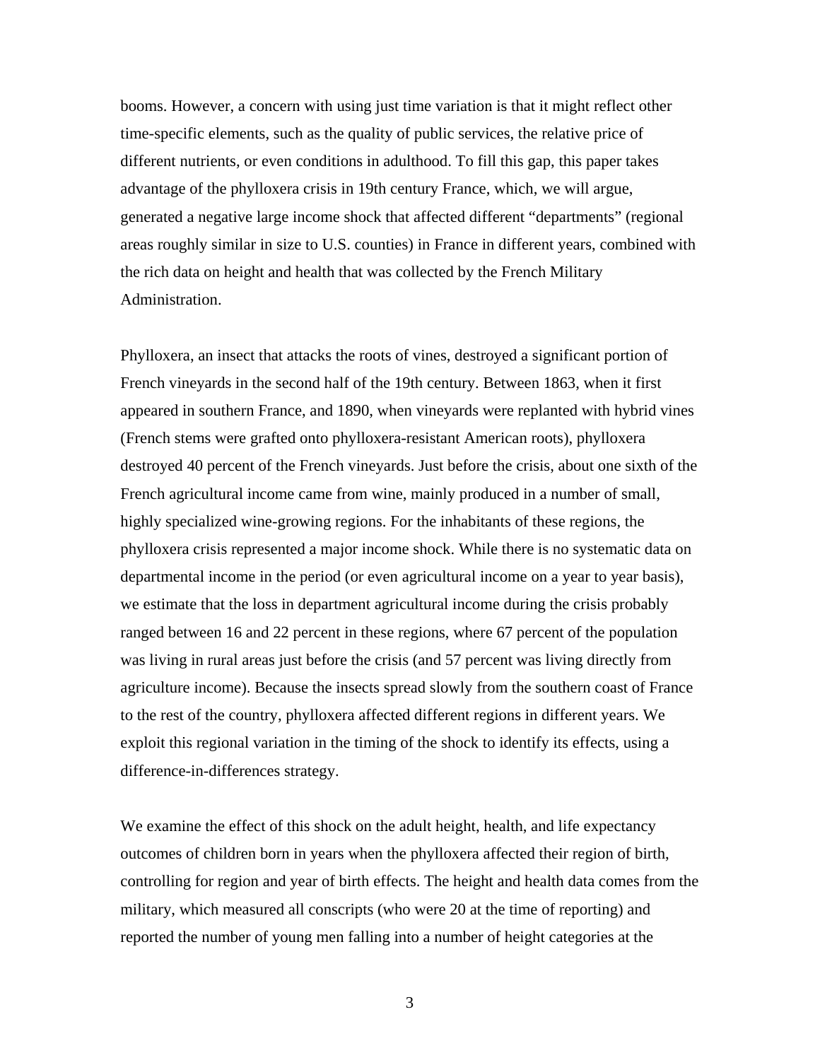booms. However, a concern with using just time variation is that it might reflect other time-specific elements, such as the quality of public services, the relative price of different nutrients, or even conditions in adulthood. To fill this gap, this paper takes advantage of the phylloxera crisis in 19th century France, which, we will argue, generated a negative large income shock that affected different "departments" (regional areas roughly similar in size to U.S. counties) in France in different years, combined with the rich data on height and health that was collected by the French Military Administration.

Phylloxera, an insect that attacks the roots of vines, destroyed a significant portion of French vineyards in the second half of the 19th century. Between 1863, when it first appeared in southern France, and 1890, when vineyards were replanted with hybrid vines (French stems were grafted onto phylloxera-resistant American roots), phylloxera destroyed 40 percent of the French vineyards. Just before the crisis, about one sixth of the French agricultural income came from wine, mainly produced in a number of small, highly specialized wine-growing regions. For the inhabitants of these regions, the phylloxera crisis represented a major income shock. While there is no systematic data on departmental income in the period (or even agricultural income on a year to year basis), we estimate that the loss in department agricultural income during the crisis probably ranged between 16 and 22 percent in these regions, where 67 percent of the population was living in rural areas just before the crisis (and 57 percent was living directly from agriculture income). Because the insects spread slowly from the southern coast of France to the rest of the country, phylloxera affected different regions in different years. We exploit this regional variation in the timing of the shock to identify its effects, using a difference-in-differences strategy.

We examine the effect of this shock on the adult height, health, and life expectancy outcomes of children born in years when the phylloxera affected their region of birth, controlling for region and year of birth effects. The height and health data comes from the military, which measured all conscripts (who were 20 at the time of reporting) and reported the number of young men falling into a number of height categories at the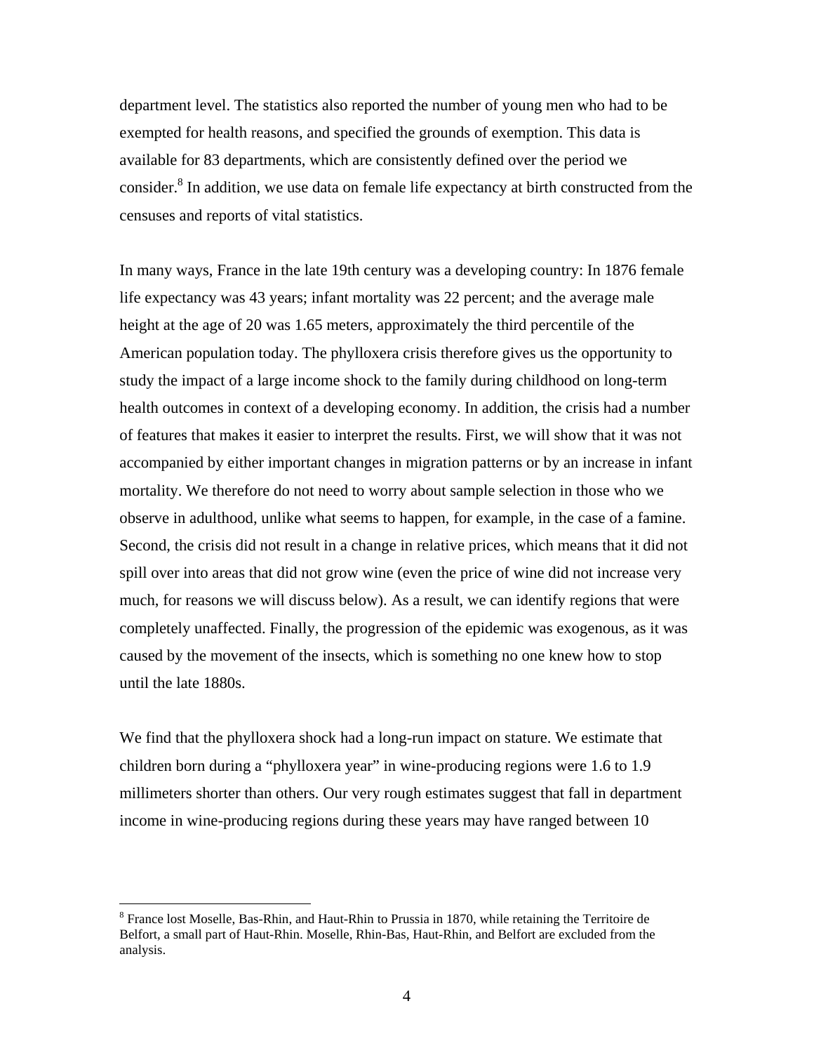department level. The statistics also reported the number of young men who had to be exempted for health reasons, and specified the grounds of exemption. This data is available for 83 departments, which are consistently defined over the period we consider.[8] In addition, we use data on female life expectancy at birth constructed from the censuses and reports of vital statistics.

In many ways, France in the late 19th century was a developing country: In 1876 female life expectancy was 43 years; infant mortality was 22 percent; and the average male height at the age of 20 was 1.65 meters, approximately the third percentile of the American population today. The phylloxera crisis therefore gives us the opportunity to study the impact of a large income shock to the family during childhood on long-term health outcomes in context of a developing economy. In addition, the crisis had a number of features that makes it easier to interpret the results. First, we will show that it was not accompanied by either important changes in migration patterns or by an increase in infant mortality. We therefore do not need to worry about sample selection in those who we observe in adulthood, unlike what seems to happen, for example, in the case of a famine. Second, the crisis did not result in a change in relative prices, which means that it did not spill over into areas that did not grow wine (even the price of wine did not increase very much, for reasons we will discuss below). As a result, we can identify regions that were completely unaffected. Finally, the progression of the epidemic was exogenous, as it was caused by the movement of the insects, which is something no one knew how to stop until the late 1880s.

We find that the phylloxera shock had a long-run impact on stature. We estimate that children born during a "phylloxera year" in wine-producing regions were 1.6 to 1.9 millimeters shorter than others. Our very rough estimates suggest that fall in department income in wine-producing regions during these years may have ranged between 10

[8] France lost Moselle, Bas-Rhin, and Haut-Rhin to Prussia in 1870, while retaining the Territoire de Belfort, a small part of Haut-Rhin. Moselle, Rhin-Bas, Haut-Rhin, and Belfort are excluded from the analysis.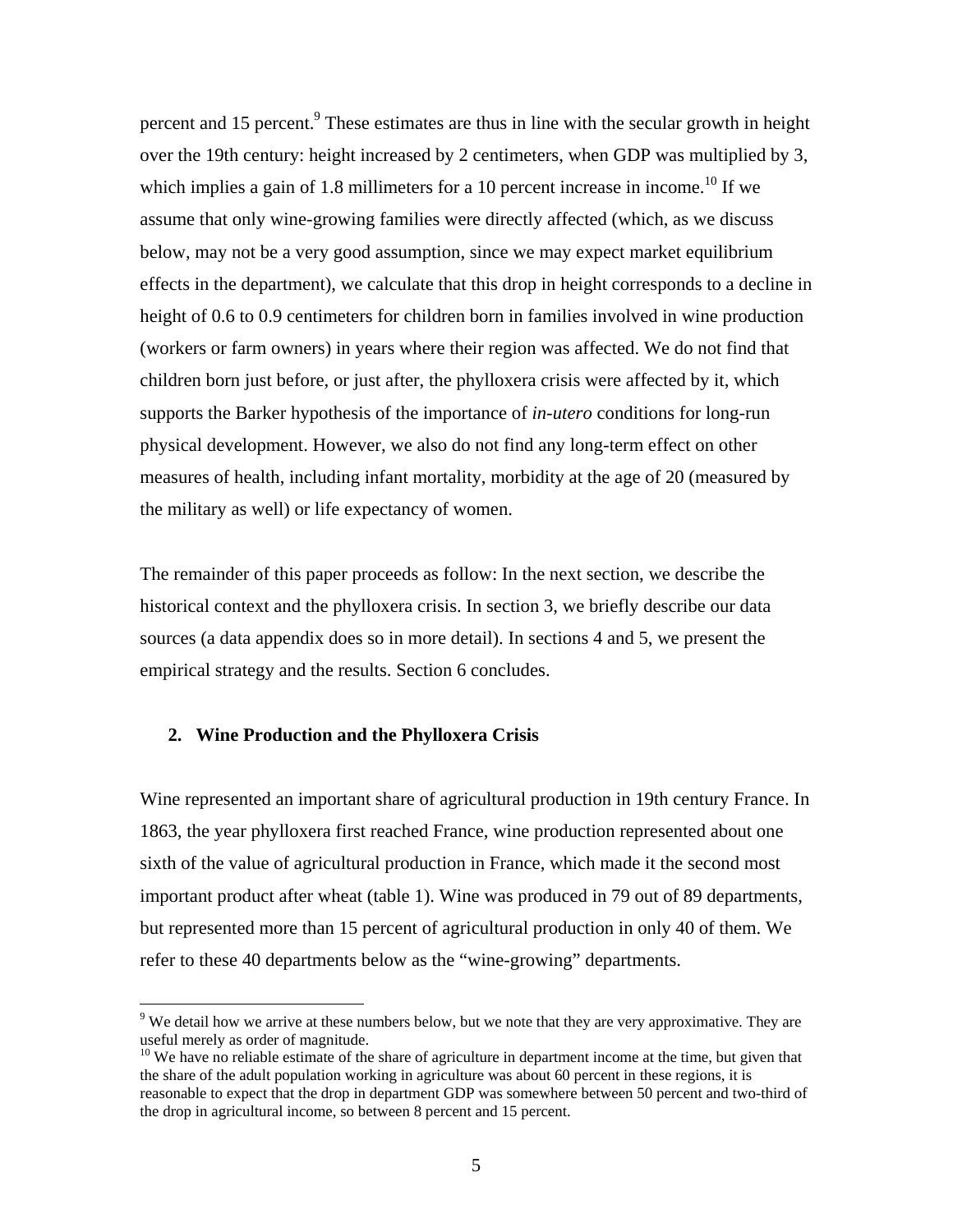percent and 15 percent.[9] These estimates are thus in line with the secular growth in height over the 19th century: height increased by 2 centimeters, when GDP was multiplied by 3, which implies a gain of 1.8 millimeters for a 10 percent increase in income.[10] If we assume that only wine-growing families were directly affected (which, as we discuss below, may not be a very good assumption, since we may expect market equilibrium effects in the department), we calculate that this drop in height corresponds to a decline in height of 0.6 to 0.9 centimeters for children born in families involved in wine production (workers or farm owners) in years where their region was affected. We do not find that children born just before, or just after, the phylloxera crisis were affected by it, which supports the Barker hypothesis of the importance of *in-utero* conditions for long-run physical development. However, we also do not find any long-term effect on other measures of health, including infant mortality, morbidity at the age of 20 (measured by the military as well) or life expectancy of women.

The remainder of this paper proceeds as follow: In the next section, we describe the historical context and the phylloxera crisis. In section 3, we briefly describe our data sources (a data appendix does so in more detail). In sections 4 and 5, we present the empirical strategy and the results. Section 6 concludes.

## 2. Wine Production and the Phylloxera Crisis

Wine represented an important share of agricultural production in 19th century France. In 1863, the year phylloxera first reached France, wine production represented about one sixth of the value of agricultural production in France, which made it the second most important product after wheat (table 1). Wine was produced in 79 out of 89 departments, but represented more than 15 percent of agricultural production in only 40 of them. We refer to these 40 departments below as the "wine-growing" departments.

[9] We detail how we arrive at these numbers below, but we note that they are very approximative. They are useful merely as order of magnitude.

[10] We have no reliable estimate of the share of agriculture in department income at the time, but given that the share of the adult population working in agriculture was about 60 percent in these regions, it is reasonable to expect that the drop in department GDP was somewhere between 50 percent and two-third of the drop in agricultural income, so between 8 percent and 15 percent.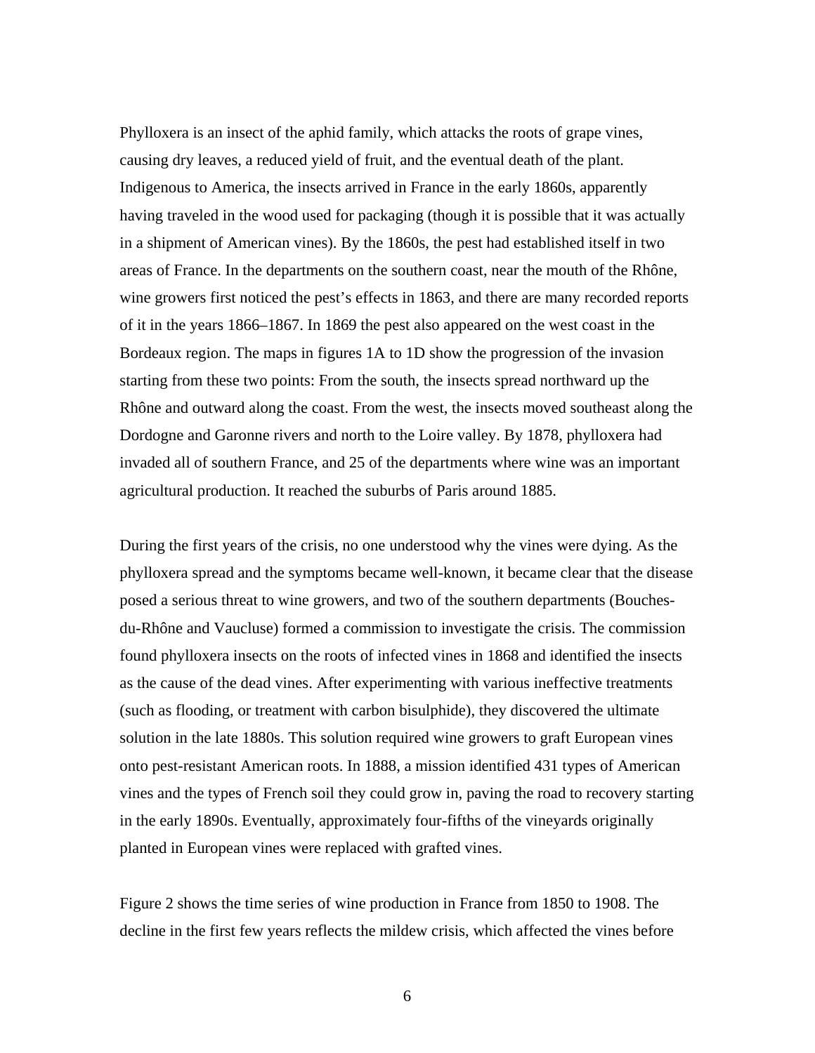Phylloxera is an insect of the aphid family, which attacks the roots of grape vines, causing dry leaves, a reduced yield of fruit, and the eventual death of the plant. Indigenous to America, the insects arrived in France in the early 1860s, apparently having traveled in the wood used for packaging (though it is possible that it was actually in a shipment of American vines). By the 1860s, the pest had established itself in two areas of France. In the departments on the southern coast, near the mouth of the Rhône, wine growers first noticed the pest's effects in 1863, and there are many recorded reports of it in the years 1866–1867. In 1869 the pest also appeared on the west coast in the Bordeaux region. The maps in figures 1A to 1D show the progression of the invasion starting from these two points: From the south, the insects spread northward up the Rhône and outward along the coast. From the west, the insects moved southeast along the Dordogne and Garonne rivers and north to the Loire valley. By 1878, phylloxera had invaded all of southern France, and 25 of the departments where wine was an important agricultural production. It reached the suburbs of Paris around 1885.

During the first years of the crisis, no one understood why the vines were dying. As the phylloxera spread and the symptoms became well-known, it became clear that the disease posed a serious threat to wine growers, and two of the southern departments (Bouches-du-Rhône and Vaucluse) formed a commission to investigate the crisis. The commission found phylloxera insects on the roots of infected vines in 1868 and identified the insects as the cause of the dead vines. After experimenting with various ineffective treatments (such as flooding, or treatment with carbon bisulphide), they discovered the ultimate solution in the late 1880s. This solution required wine growers to graft European vines onto pest-resistant American roots. In 1888, a mission identified 431 types of American vines and the types of French soil they could grow in, paving the road to recovery starting in the early 1890s. Eventually, approximately four-fifths of the vineyards originally planted in European vines were replaced with grafted vines.

Figure 2 shows the time series of wine production in France from 1850 to 1908. The decline in the first few years reflects the mildew crisis, which affected the vines before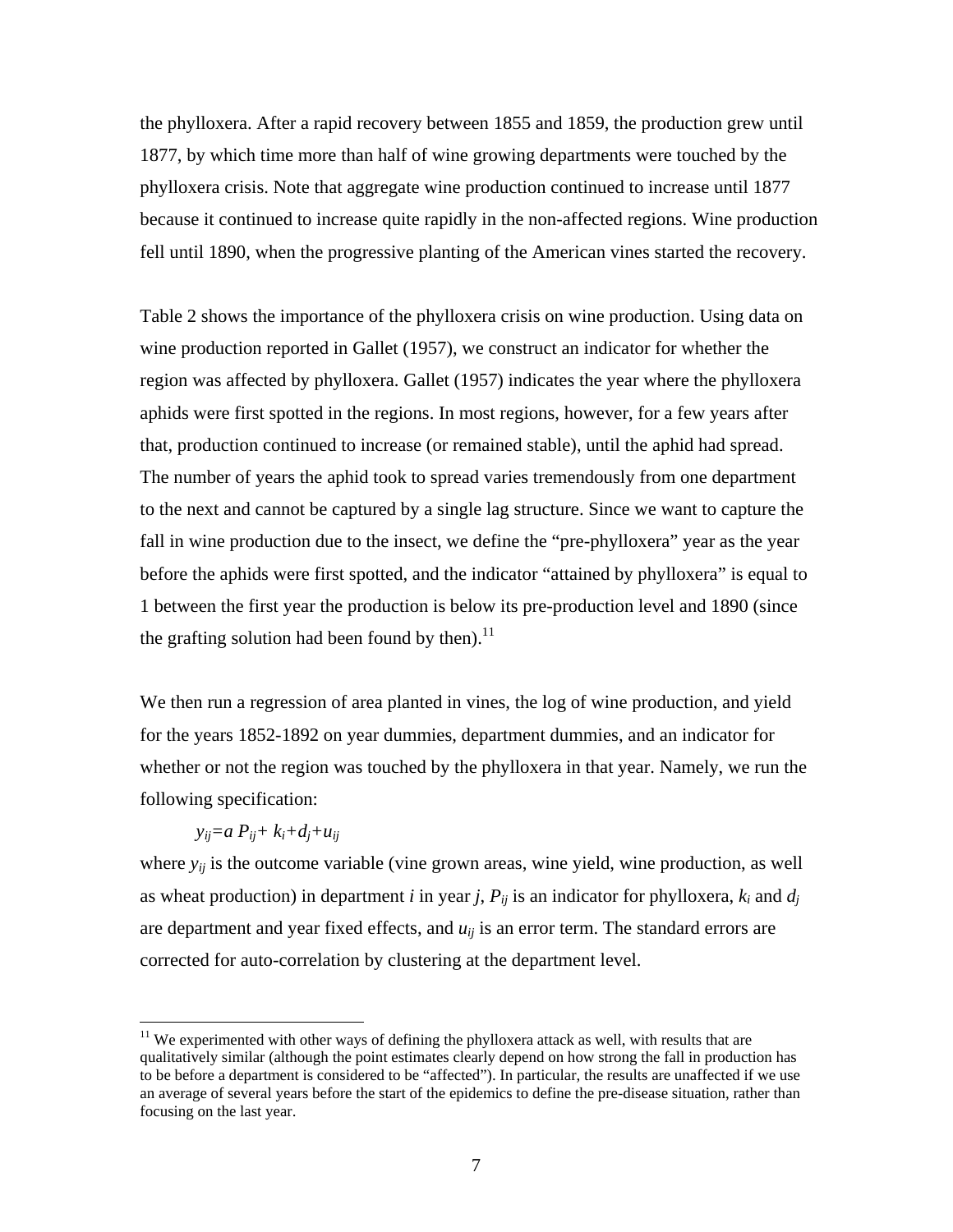the phylloxera. After a rapid recovery between 1855 and 1859, the production grew until 1877, by which time more than half of wine growing departments were touched by the phylloxera crisis. Note that aggregate wine production continued to increase until 1877 because it continued to increase quite rapidly in the non-affected regions. Wine production fell until 1890, when the progressive planting of the American vines started the recovery.

Table 2 shows the importance of the phylloxera crisis on wine production. Using data on wine production reported in Gallet (1957), we construct an indicator for whether the region was affected by phylloxera. Gallet (1957) indicates the year where the phylloxera aphids were first spotted in the regions. In most regions, however, for a few years after that, production continued to increase (or remained stable), until the aphid had spread. The number of years the aphid took to spread varies tremendously from one department to the next and cannot be captured by a single lag structure. Since we want to capture the fall in wine production due to the insect, we define the "pre-phylloxera" year as the year before the aphids were first spotted, and the indicator "attained by phylloxera" is equal to 1 between the first year the production is below its pre-production level and 1890 (since the grafting solution had been found by then).[11]

We then run a regression of area planted in vines, the log of wine production, and yield for the years 1852-1892 on year dummies, department dummies, and an indicator for whether or not the region was touched by the phylloxera in that year. Namely, we run the following specification:

$$y_{ij}=a\,P_{ij}+ k_i+d_j+u_{ij}$$

where $y_{ij}$ is the outcome variable (vine grown areas, wine yield, wine production, as well as wheat production) in department $i$ in year $j$, $P_{ij}$ is an indicator for phylloxera, $k_i$ and $d_j$ are department and year fixed effects, and $u_{ij}$ is an error term. The standard errors are corrected for auto-correlation by clustering at the department level.

[11] We experimented with other ways of defining the phylloxera attack as well, with results that are qualitatively similar (although the point estimates clearly depend on how strong the fall in production has to be before a department is considered to be "affected"). In particular, the results are unaffected if we use an average of several years before the start of the epidemics to define the pre-disease situation, rather than focusing on the last year.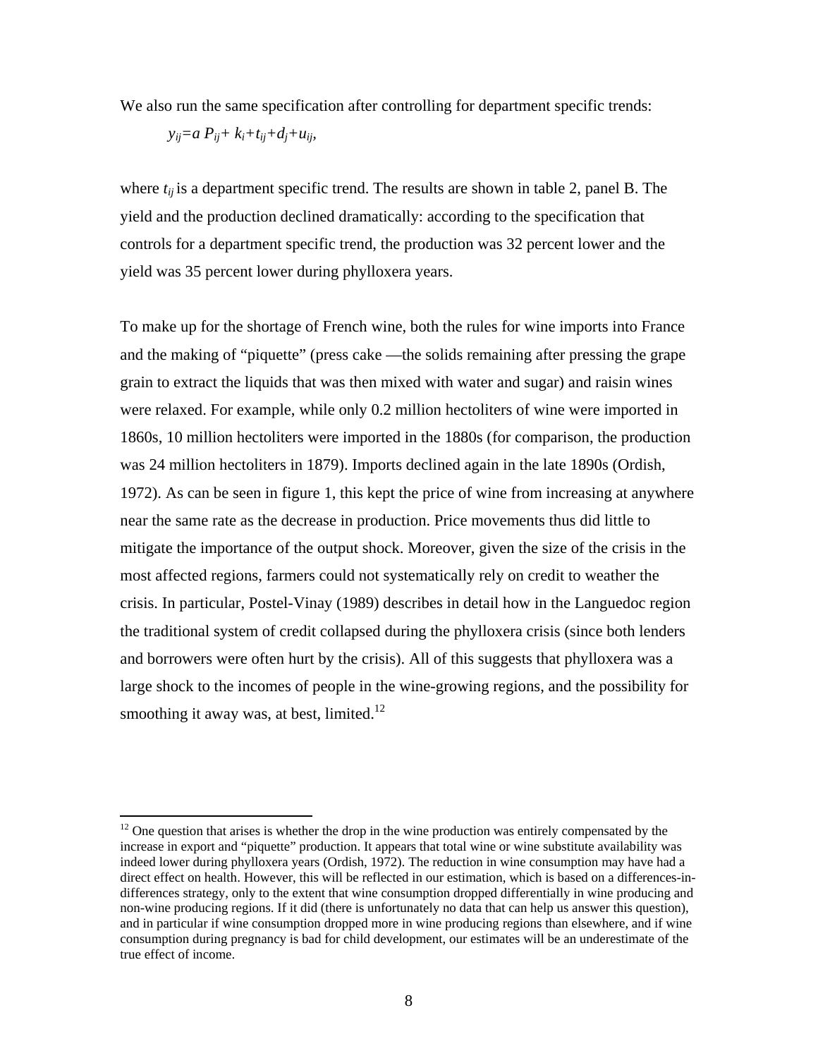We also run the same specification after controlling for department specific trends:

$$y_{ij}=a\,P_{ij}+ k_i+t_{ij}+d_j+u_{ij},$$

where $t_{ij}$ is a department specific trend. The results are shown in table 2, panel B. The yield and the production declined dramatically: according to the specification that controls for a department specific trend, the production was 32 percent lower and the yield was 35 percent lower during phylloxera years.

To make up for the shortage of French wine, both the rules for wine imports into France and the making of "piquette" (press cake —the solids remaining after pressing the grape grain to extract the liquids that was then mixed with water and sugar) and raisin wines were relaxed. For example, while only 0.2 million hectoliters of wine were imported in 1860s, 10 million hectoliters were imported in the 1880s (for comparison, the production was 24 million hectoliters in 1879). Imports declined again in the late 1890s (Ordish, 1972). As can be seen in figure 1, this kept the price of wine from increasing at anywhere near the same rate as the decrease in production. Price movements thus did little to mitigate the importance of the output shock. Moreover, given the size of the crisis in the most affected regions, farmers could not systematically rely on credit to weather the crisis. In particular, Postel-Vinay (1989) describes in detail how in the Languedoc region the traditional system of credit collapsed during the phylloxera crisis (since both lenders and borrowers were often hurt by the crisis). All of this suggests that phylloxera was a large shock to the incomes of people in the wine-growing regions, and the possibility for smoothing it away was, at best, limited.[12]

---

[12] One question that arises is whether the drop in the wine production was entirely compensated by the increase in export and "piquette" production. It appears that total wine or wine substitute availability was indeed lower during phylloxera years (Ordish, 1972). The reduction in wine consumption may have had a direct effect on health. However, this will be reflected in our estimation, which is based on a differences-in-differences strategy, only to the extent that wine consumption dropped differentially in wine producing and non-wine producing regions. If it did (there is unfortunately no data that can help us answer this question), and in particular if wine consumption dropped more in wine producing regions than elsewhere, and if wine consumption during pregnancy is bad for child development, our estimates will be an underestimate of the true effect of income.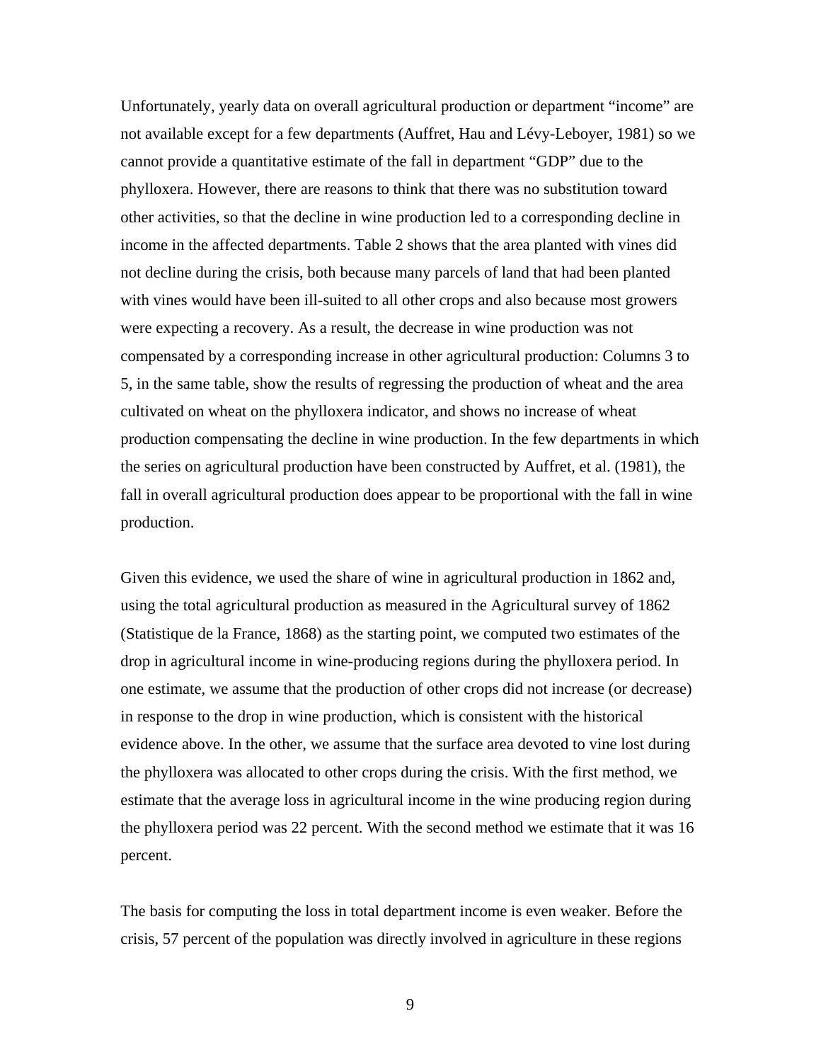Unfortunately, yearly data on overall agricultural production or department "income" are not available except for a few departments (Auffret, Hau and Lévy-Leboyer, 1981) so we cannot provide a quantitative estimate of the fall in department "GDP" due to the phylloxera. However, there are reasons to think that there was no substitution toward other activities, so that the decline in wine production led to a corresponding decline in income in the affected departments. Table 2 shows that the area planted with vines did not decline during the crisis, both because many parcels of land that had been planted with vines would have been ill-suited to all other crops and also because most growers were expecting a recovery. As a result, the decrease in wine production was not compensated by a corresponding increase in other agricultural production: Columns 3 to 5, in the same table, show the results of regressing the production of wheat and the area cultivated on wheat on the phylloxera indicator, and shows no increase of wheat production compensating the decline in wine production. In the few departments in which the series on agricultural production have been constructed by Auffret, et al. (1981), the fall in overall agricultural production does appear to be proportional with the fall in wine production.

Given this evidence, we used the share of wine in agricultural production in 1862 and, using the total agricultural production as measured in the Agricultural survey of 1862 (Statistique de la France, 1868) as the starting point, we computed two estimates of the drop in agricultural income in wine-producing regions during the phylloxera period. In one estimate, we assume that the production of other crops did not increase (or decrease) in response to the drop in wine production, which is consistent with the historical evidence above. In the other, we assume that the surface area devoted to vine lost during the phylloxera was allocated to other crops during the crisis. With the first method, we estimate that the average loss in agricultural income in the wine producing region during the phylloxera period was 22 percent. With the second method we estimate that it was 16 percent.

The basis for computing the loss in total department income is even weaker. Before the crisis, 57 percent of the population was directly involved in agriculture in these regions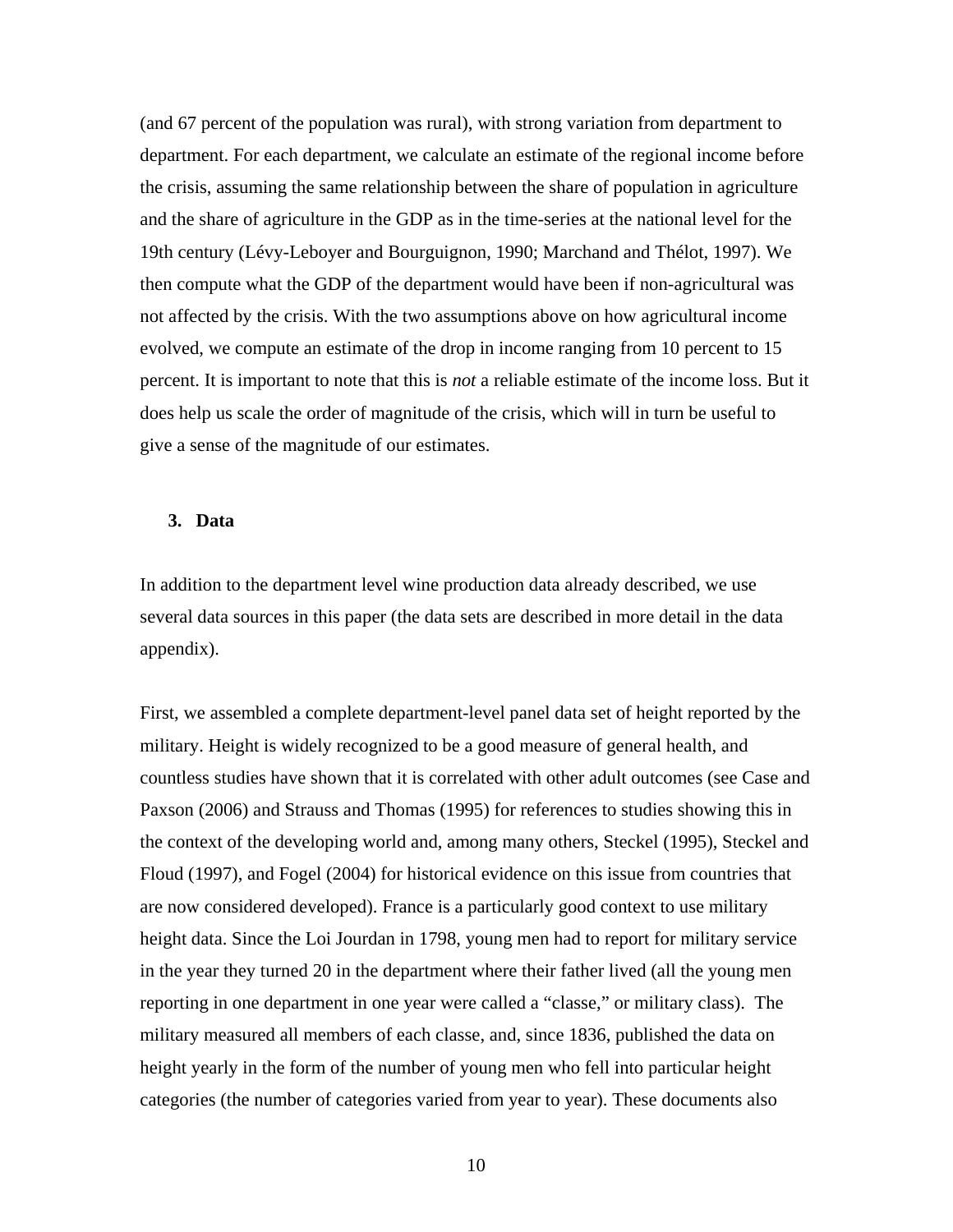(and 67 percent of the population was rural), with strong variation from department to department. For each department, we calculate an estimate of the regional income before the crisis, assuming the same relationship between the share of population in agriculture and the share of agriculture in the GDP as in the time-series at the national level for the 19th century (Lévy-Leboyer and Bourguignon, 1990; Marchand and Thélot, 1997). We then compute what the GDP of the department would have been if non-agricultural was not affected by the crisis. With the two assumptions above on how agricultural income evolved, we compute an estimate of the drop in income ranging from 10 percent to 15 percent. It is important to note that this is *not* a reliable estimate of the income loss. But it does help us scale the order of magnitude of the crisis, which will in turn be useful to give a sense of the magnitude of our estimates.

## 3. Data

In addition to the department level wine production data already described, we use several data sources in this paper (the data sets are described in more detail in the data appendix).

First, we assembled a complete department-level panel data set of height reported by the military. Height is widely recognized to be a good measure of general health, and countless studies have shown that it is correlated with other adult outcomes (see Case and Paxson (2006) and Strauss and Thomas (1995) for references to studies showing this in the context of the developing world and, among many others, Steckel (1995), Steckel and Floud (1997), and Fogel (2004) for historical evidence on this issue from countries that are now considered developed). France is a particularly good context to use military height data. Since the Loi Jourdan in 1798, young men had to report for military service in the year they turned 20 in the department where their father lived (all the young men reporting in one department in one year were called a "classe," or military class). The military measured all members of each classe, and, since 1836, published the data on height yearly in the form of the number of young men who fell into particular height categories (the number of categories varied from year to year). These documents also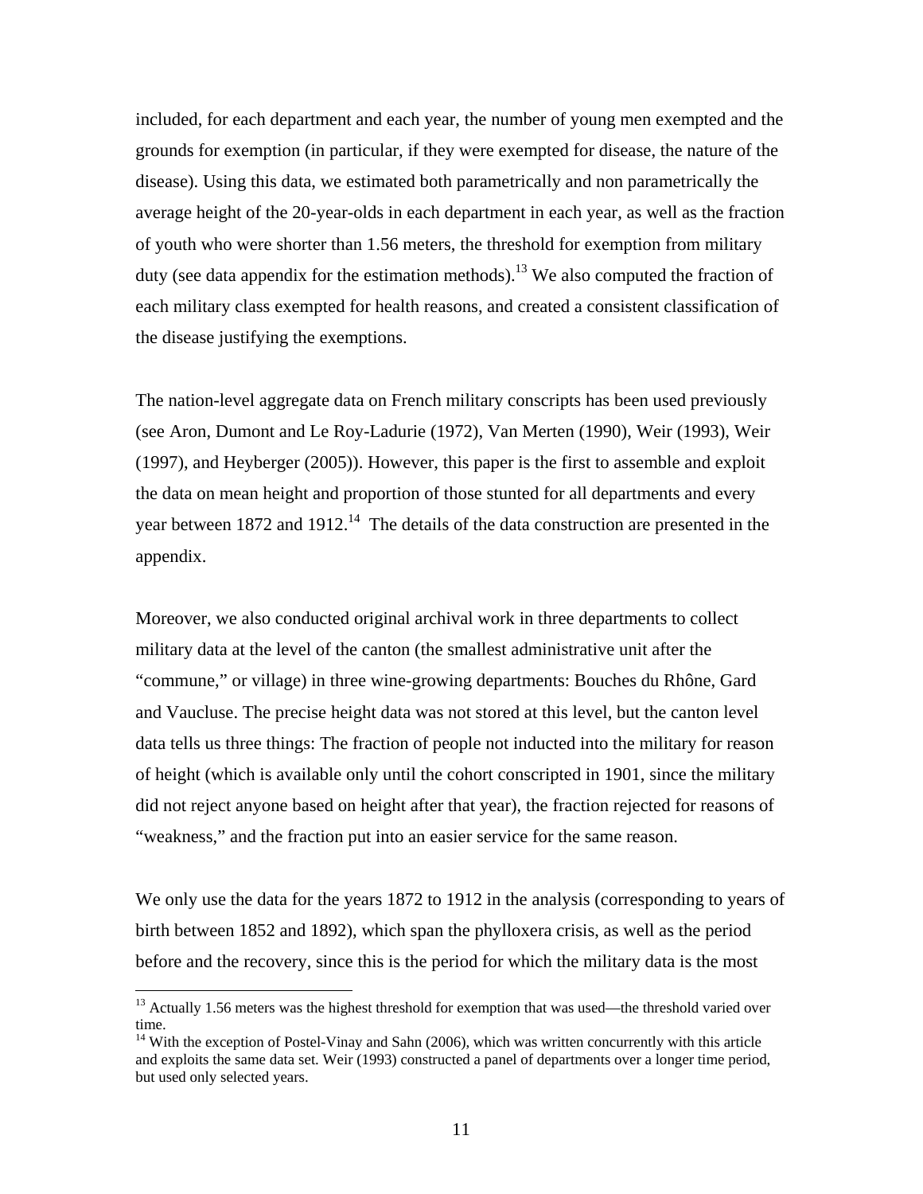included, for each department and each year, the number of young men exempted and the grounds for exemption (in particular, if they were exempted for disease, the nature of the disease). Using this data, we estimated both parametrically and non parametrically the average height of the 20-year-olds in each department in each year, as well as the fraction of youth who were shorter than 1.56 meters, the threshold for exemption from military duty (see data appendix for the estimation methods).[13] We also computed the fraction of each military class exempted for health reasons, and created a consistent classification of the disease justifying the exemptions.

The nation-level aggregate data on French military conscripts has been used previously (see Aron, Dumont and Le Roy-Ladurie (1972), Van Merten (1990), Weir (1993), Weir (1997), and Heyberger (2005)). However, this paper is the first to assemble and exploit the data on mean height and proportion of those stunted for all departments and every year between 1872 and 1912.[14] The details of the data construction are presented in the appendix.

Moreover, we also conducted original archival work in three departments to collect military data at the level of the canton (the smallest administrative unit after the "commune," or village) in three wine-growing departments: Bouches du Rhône, Gard and Vaucluse. The precise height data was not stored at this level, but the canton level data tells us three things: The fraction of people not inducted into the military for reason of height (which is available only until the cohort conscripted in 1901, since the military did not reject anyone based on height after that year), the fraction rejected for reasons of "weakness," and the fraction put into an easier service for the same reason.

We only use the data for the years 1872 to 1912 in the analysis (corresponding to years of birth between 1852 and 1892), which span the phylloxera crisis, as well as the period before and the recovery, since this is the period for which the military data is the most

---

[13] Actually 1.56 meters was the highest threshold for exemption that was used—the threshold varied over time.

[14] With the exception of Postel-Vinay and Sahn (2006), which was written concurrently with this article and exploits the same data set. Weir (1993) constructed a panel of departments over a longer time period, but used only selected years.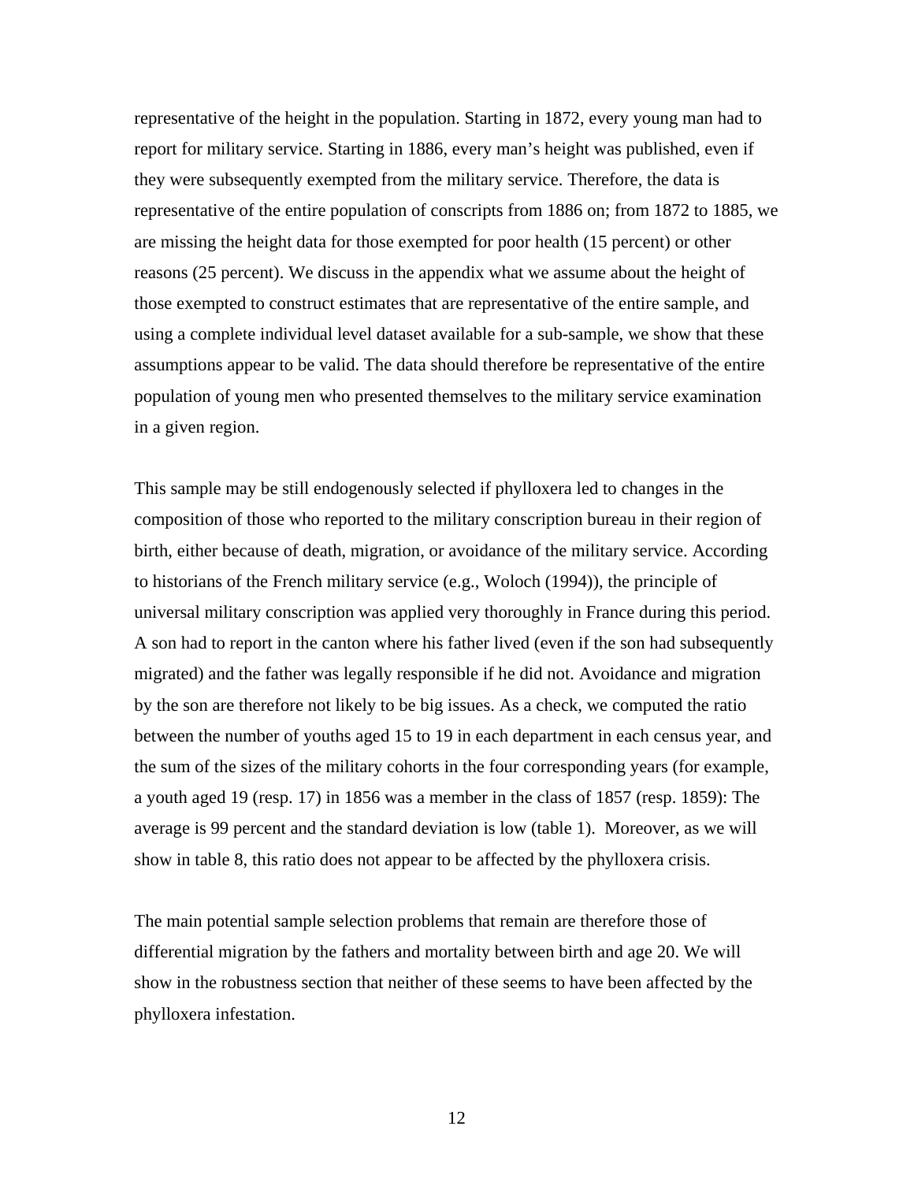representative of the height in the population. Starting in 1872, every young man had to report for military service. Starting in 1886, every man's height was published, even if they were subsequently exempted from the military service. Therefore, the data is representative of the entire population of conscripts from 1886 on; from 1872 to 1885, we are missing the height data for those exempted for poor health (15 percent) or other reasons (25 percent). We discuss in the appendix what we assume about the height of those exempted to construct estimates that are representative of the entire sample, and using a complete individual level dataset available for a sub-sample, we show that these assumptions appear to be valid. The data should therefore be representative of the entire population of young men who presented themselves to the military service examination in a given region.

This sample may be still endogenously selected if phylloxera led to changes in the composition of those who reported to the military conscription bureau in their region of birth, either because of death, migration, or avoidance of the military service. According to historians of the French military service (e.g., Woloch (1994)), the principle of universal military conscription was applied very thoroughly in France during this period. A son had to report in the canton where his father lived (even if the son had subsequently migrated) and the father was legally responsible if he did not. Avoidance and migration by the son are therefore not likely to be big issues. As a check, we computed the ratio between the number of youths aged 15 to 19 in each department in each census year, and the sum of the sizes of the military cohorts in the four corresponding years (for example, a youth aged 19 (resp. 17) in 1856 was a member in the class of 1857 (resp. 1859): The average is 99 percent and the standard deviation is low (table 1). Moreover, as we will show in table 8, this ratio does not appear to be affected by the phylloxera crisis.

The main potential sample selection problems that remain are therefore those of differential migration by the fathers and mortality between birth and age 20. We will show in the robustness section that neither of these seems to have been affected by the phylloxera infestation.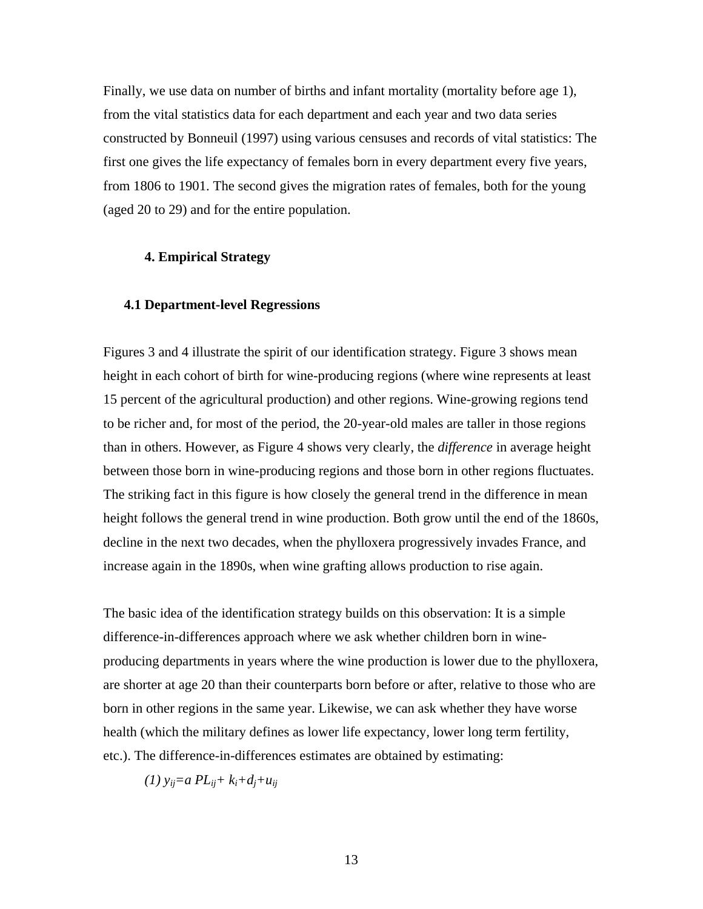Finally, we use data on number of births and infant mortality (mortality before age 1), from the vital statistics data for each department and each year and two data series constructed by Bonneuil (1997) using various censuses and records of vital statistics: The first one gives the life expectancy of females born in every department every five years, from 1806 to 1901. The second gives the migration rates of females, both for the young (aged 20 to 29) and for the entire population.

## 4. Empirical Strategy

### 4.1 Department-level Regressions

Figures 3 and 4 illustrate the spirit of our identification strategy. Figure 3 shows mean height in each cohort of birth for wine-producing regions (where wine represents at least 15 percent of the agricultural production) and other regions. Wine-growing regions tend to be richer and, for most of the period, the 20-year-old males are taller in those regions than in others. However, as Figure 4 shows very clearly, the *difference* in average height between those born in wine-producing regions and those born in other regions fluctuates. The striking fact in this figure is how closely the general trend in the difference in mean height follows the general trend in wine production. Both grow until the end of the 1860s, decline in the next two decades, when the phylloxera progressively invades France, and increase again in the 1890s, when wine grafting allows production to rise again.

The basic idea of the identification strategy builds on this observation: It is a simple difference-in-differences approach where we ask whether children born in wine-producing departments in years where the wine production is lower due to the phylloxera, are shorter at age 20 than their counterparts born before or after, relative to those who are born in other regions in the same year. Likewise, we can ask whether they have worse health (which the military defines as lower life expectancy, lower long term fertility, etc.). The difference-in-differences estimates are obtained by estimating:

$$(1)\ y_{ij} = a\, PL_{ij} + k_i + d_j + u_{ij}$$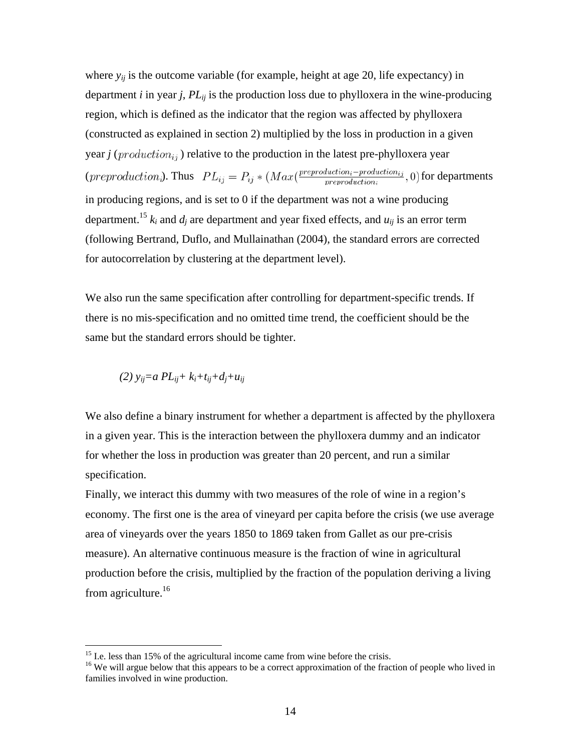where $y_{ij}$ is the outcome variable (for example, height at age 20, life expectancy) in department *i* in year *j*, $PL_{ij}$ is the production loss due to phylloxera in the wine-producing region, which is defined as the indicator that the region was affected by phylloxera (constructed as explained in section 2) multiplied by the loss in production in a given year *j* ($production_{ij}$) relative to the production in the latest pre-phylloxera year ($preproduction_i$). Thus $PL_{ij} = P_{ij} * (Max(\frac{preproduction_i - production_{ij}}{preproduction_i}, 0)$ for departments in producing regions, and is set to 0 if the department was not a wine producing department.[15] $k_i$ and $d_j$ are department and year fixed effects, and $u_{ij}$ is an error term (following Bertrand, Duflo, and Mullainathan (2004), the standard errors are corrected for autocorrelation by clustering at the department level).

We also run the same specification after controlling for department-specific trends. If there is no mis-specification and no omitted time trend, the coefficient should be the same but the standard errors should be tighter.

$$(2)\ y_{ij} = a\ PL_{ij} + k_i + t_{ij} + d_j + u_{ij}$$

We also define a binary instrument for whether a department is affected by the phylloxera in a given year. This is the interaction between the phylloxera dummy and an indicator for whether the loss in production was greater than 20 percent, and run a similar specification.

Finally, we interact this dummy with two measures of the role of wine in a region's economy. The first one is the area of vineyard per capita before the crisis (we use average area of vineyards over the years 1850 to 1869 taken from Gallet as our pre-crisis measure). An alternative continuous measure is the fraction of wine in agricultural production before the crisis, multiplied by the fraction of the population deriving a living from agriculture.[16]

---

[15] I.e. less than 15% of the agricultural income came from wine before the crisis.

[16] We will argue below that this appears to be a correct approximation of the fraction of people who lived in families involved in wine production.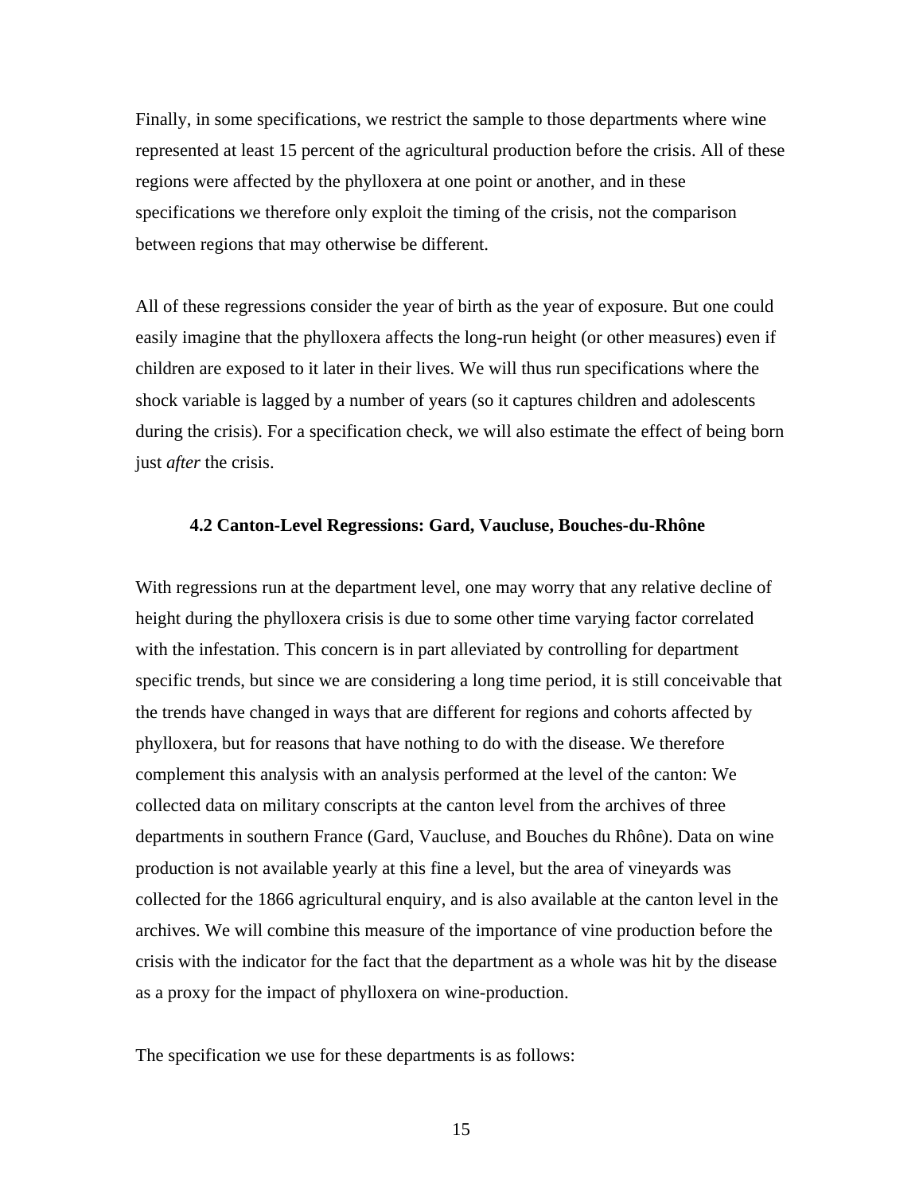Finally, in some specifications, we restrict the sample to those departments where wine represented at least 15 percent of the agricultural production before the crisis. All of these regions were affected by the phylloxera at one point or another, and in these specifications we therefore only exploit the timing of the crisis, not the comparison between regions that may otherwise be different.

All of these regressions consider the year of birth as the year of exposure. But one could easily imagine that the phylloxera affects the long-run height (or other measures) even if children are exposed to it later in their lives. We will thus run specifications where the shock variable is lagged by a number of years (so it captures children and adolescents during the crisis). For a specification check, we will also estimate the effect of being born just *after* the crisis.

### 4.2 Canton-Level Regressions: Gard, Vaucluse, Bouches-du-Rhône

With regressions run at the department level, one may worry that any relative decline of height during the phylloxera crisis is due to some other time varying factor correlated with the infestation. This concern is in part alleviated by controlling for department specific trends, but since we are considering a long time period, it is still conceivable that the trends have changed in ways that are different for regions and cohorts affected by phylloxera, but for reasons that have nothing to do with the disease. We therefore complement this analysis with an analysis performed at the level of the canton: We collected data on military conscripts at the canton level from the archives of three departments in southern France (Gard, Vaucluse, and Bouches du Rhône). Data on wine production is not available yearly at this fine a level, but the area of vineyards was collected for the 1866 agricultural enquiry, and is also available at the canton level in the archives. We will combine this measure of the importance of vine production before the crisis with the indicator for the fact that the department as a whole was hit by the disease as a proxy for the impact of phylloxera on wine-production.

The specification we use for these departments is as follows: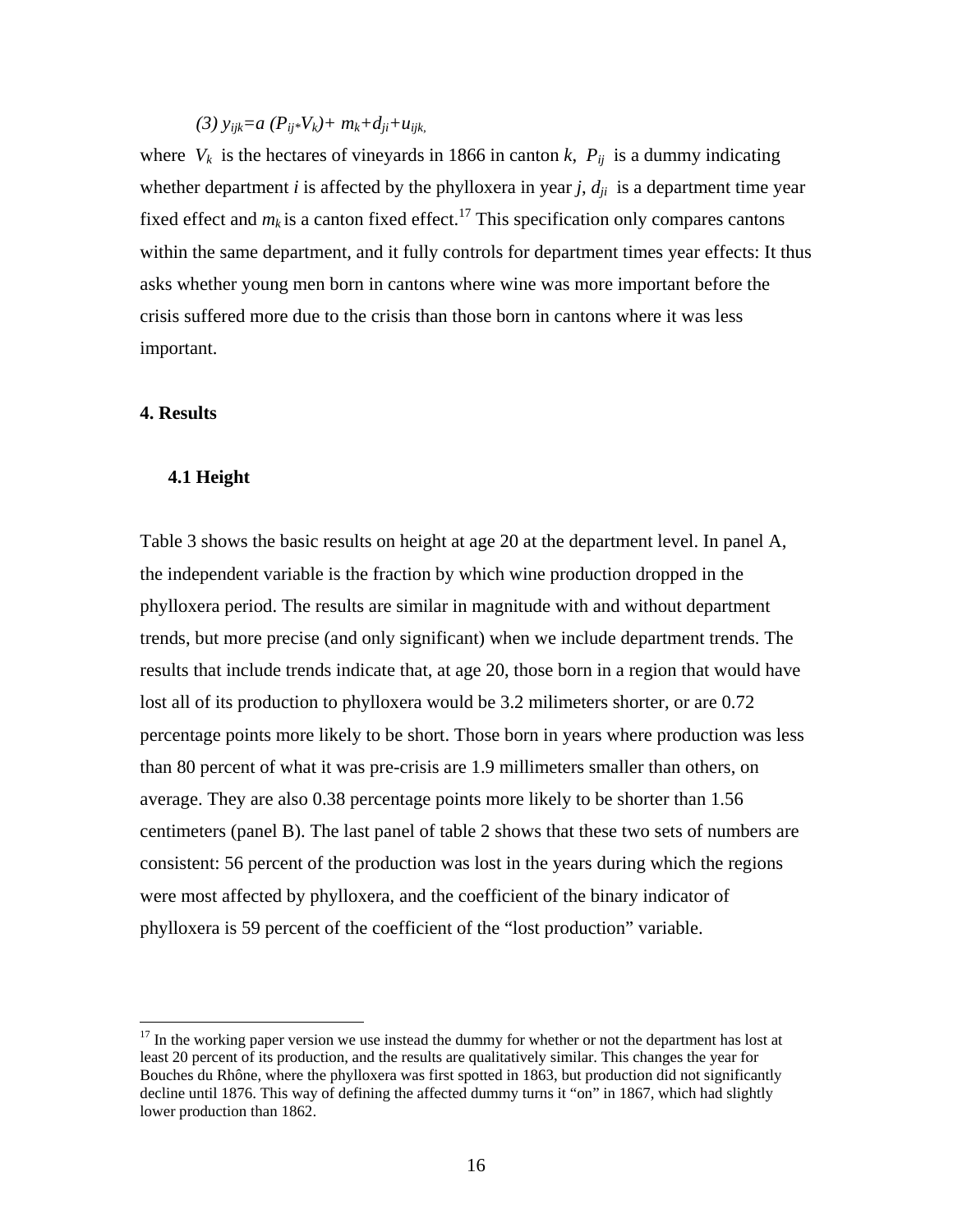$$(3)\ y_{ijk}=a\,(P_{ij}*V_k)+ m_k+d_{ji}+u_{ijk},$$

where $V_k$ is the hectares of vineyards in 1866 in canton $k$, $P_{ij}$ is a dummy indicating whether department $i$ is affected by the phylloxera in year $j$, $d_{ji}$ is a department time year fixed effect and $m_k$ is a canton fixed effect.[17] This specification only compares cantons within the same department, and it fully controls for department times year effects: It thus asks whether young men born in cantons where wine was more important before the crisis suffered more due to the crisis than those born in cantons where it was less important.

## 4. Results

### 4.1 Height

Table 3 shows the basic results on height at age 20 at the department level. In panel A, the independent variable is the fraction by which wine production dropped in the phylloxera period. The results are similar in magnitude with and without department trends, but more precise (and only significant) when we include department trends. The results that include trends indicate that, at age 20, those born in a region that would have lost all of its production to phylloxera would be 3.2 milimeters shorter, or are 0.72 percentage points more likely to be short. Those born in years where production was less than 80 percent of what it was pre-crisis are 1.9 millimeters smaller than others, on average. They are also 0.38 percentage points more likely to be shorter than 1.56 centimeters (panel B). The last panel of table 2 shows that these two sets of numbers are consistent: 56 percent of the production was lost in the years during which the regions were most affected by phylloxera, and the coefficient of the binary indicator of phylloxera is 59 percent of the coefficient of the "lost production" variable.

---

[17] In the working paper version we use instead the dummy for whether or not the department has lost at least 20 percent of its production, and the results are qualitatively similar. This changes the year for Bouches du Rhône, where the phylloxera was first spotted in 1863, but production did not significantly decline until 1876. This way of defining the affected dummy turns it "on" in 1867, which had slightly lower production than 1862.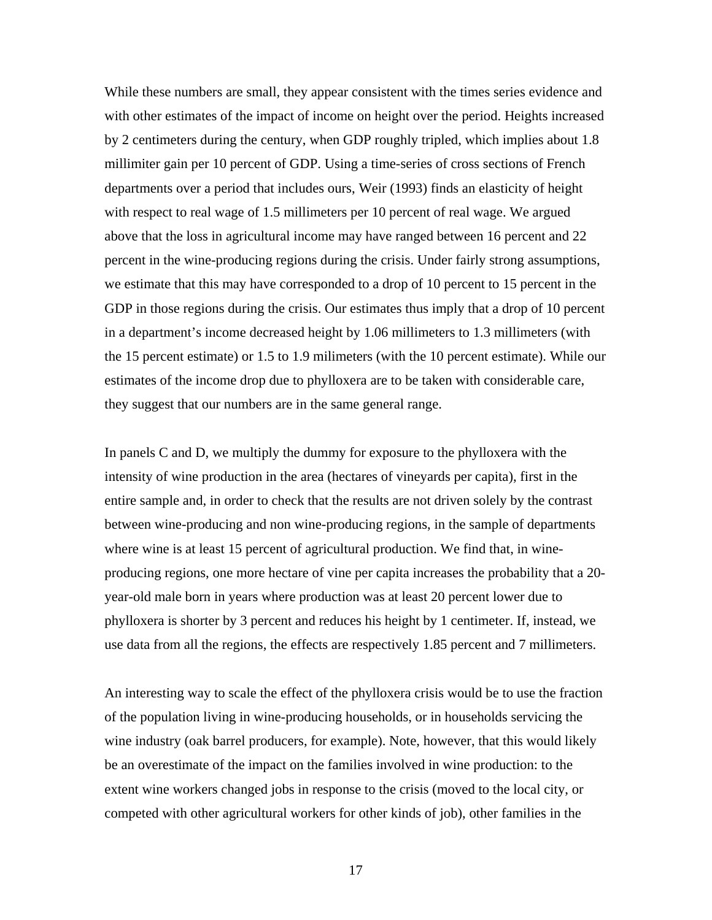While these numbers are small, they appear consistent with the times series evidence and with other estimates of the impact of income on height over the period. Heights increased by 2 centimeters during the century, when GDP roughly tripled, which implies about 1.8 millimiter gain per 10 percent of GDP. Using a time-series of cross sections of French departments over a period that includes ours, Weir (1993) finds an elasticity of height with respect to real wage of 1.5 millimeters per 10 percent of real wage. We argued above that the loss in agricultural income may have ranged between 16 percent and 22 percent in the wine-producing regions during the crisis. Under fairly strong assumptions, we estimate that this may have corresponded to a drop of 10 percent to 15 percent in the GDP in those regions during the crisis. Our estimates thus imply that a drop of 10 percent in a department's income decreased height by 1.06 millimeters to 1.3 millimeters (with the 15 percent estimate) or 1.5 to 1.9 milimeters (with the 10 percent estimate). While our estimates of the income drop due to phylloxera are to be taken with considerable care, they suggest that our numbers are in the same general range.

In panels C and D, we multiply the dummy for exposure to the phylloxera with the intensity of wine production in the area (hectares of vineyards per capita), first in the entire sample and, in order to check that the results are not driven solely by the contrast between wine-producing and non wine-producing regions, in the sample of departments where wine is at least 15 percent of agricultural production. We find that, in wine-producing regions, one more hectare of vine per capita increases the probability that a 20-year-old male born in years where production was at least 20 percent lower due to phylloxera is shorter by 3 percent and reduces his height by 1 centimeter. If, instead, we use data from all the regions, the effects are respectively 1.85 percent and 7 millimeters.

An interesting way to scale the effect of the phylloxera crisis would be to use the fraction of the population living in wine-producing households, or in households servicing the wine industry (oak barrel producers, for example). Note, however, that this would likely be an overestimate of the impact on the families involved in wine production: to the extent wine workers changed jobs in response to the crisis (moved to the local city, or competed with other agricultural workers for other kinds of job), other families in the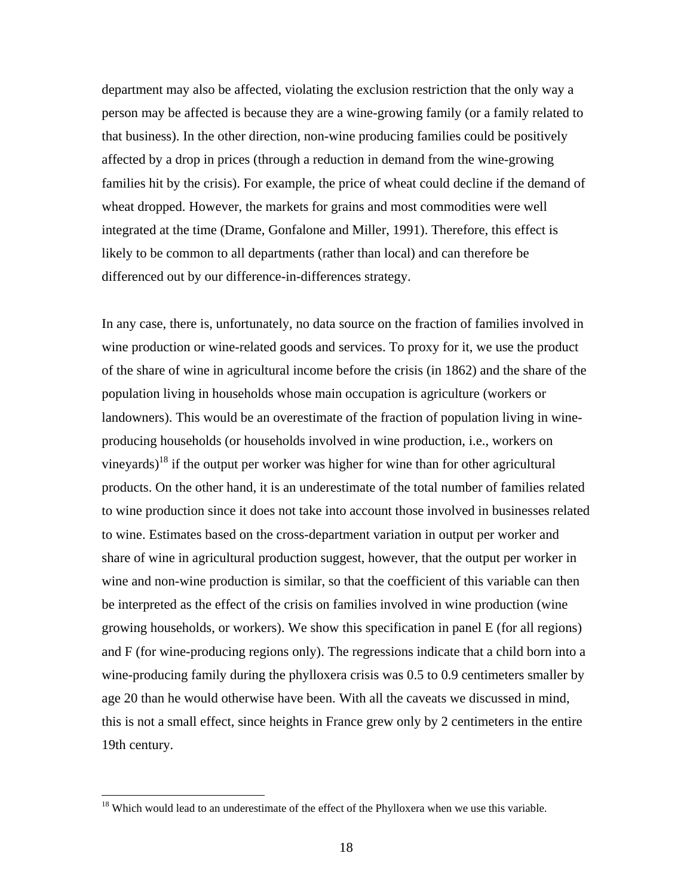department may also be affected, violating the exclusion restriction that the only way a person may be affected is because they are a wine-growing family (or a family related to that business). In the other direction, non-wine producing families could be positively affected by a drop in prices (through a reduction in demand from the wine-growing families hit by the crisis). For example, the price of wheat could decline if the demand of wheat dropped. However, the markets for grains and most commodities were well integrated at the time (Drame, Gonfalone and Miller, 1991). Therefore, this effect is likely to be common to all departments (rather than local) and can therefore be differenced out by our difference-in-differences strategy.

In any case, there is, unfortunately, no data source on the fraction of families involved in wine production or wine-related goods and services. To proxy for it, we use the product of the share of wine in agricultural income before the crisis (in 1862) and the share of the population living in households whose main occupation is agriculture (workers or landowners). This would be an overestimate of the fraction of population living in wine-producing households (or households involved in wine production, i.e., workers on vineyards)[18] if the output per worker was higher for wine than for other agricultural products. On the other hand, it is an underestimate of the total number of families related to wine production since it does not take into account those involved in businesses related to wine. Estimates based on the cross-department variation in output per worker and share of wine in agricultural production suggest, however, that the output per worker in wine and non-wine production is similar, so that the coefficient of this variable can then be interpreted as the effect of the crisis on families involved in wine production (wine growing households, or workers). We show this specification in panel E (for all regions) and F (for wine-producing regions only). The regressions indicate that a child born into a wine-producing family during the phylloxera crisis was 0.5 to 0.9 centimeters smaller by age 20 than he would otherwise have been. With all the caveats we discussed in mind, this is not a small effect, since heights in France grew only by 2 centimeters in the entire 19th century.

[18] Which would lead to an underestimate of the effect of the Phylloxera when we use this variable.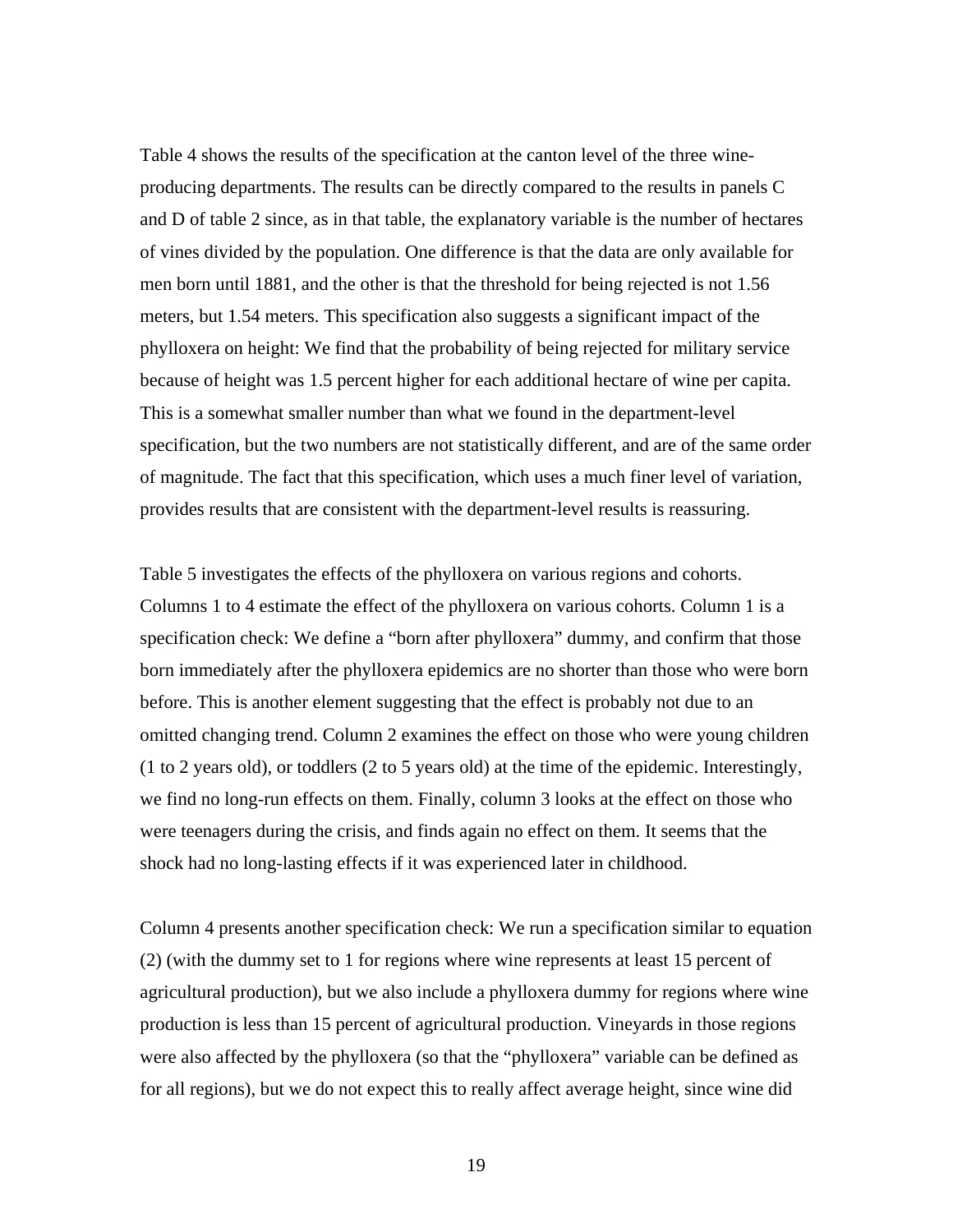Table 4 shows the results of the specification at the canton level of the three wine-producing departments. The results can be directly compared to the results in panels C and D of table 2 since, as in that table, the explanatory variable is the number of hectares of vines divided by the population. One difference is that the data are only available for men born until 1881, and the other is that the threshold for being rejected is not 1.56 meters, but 1.54 meters. This specification also suggests a significant impact of the phylloxera on height: We find that the probability of being rejected for military service because of height was 1.5 percent higher for each additional hectare of wine per capita. This is a somewhat smaller number than what we found in the department-level specification, but the two numbers are not statistically different, and are of the same order of magnitude. The fact that this specification, which uses a much finer level of variation, provides results that are consistent with the department-level results is reassuring.

Table 5 investigates the effects of the phylloxera on various regions and cohorts. Columns 1 to 4 estimate the effect of the phylloxera on various cohorts. Column 1 is a specification check: We define a "born after phylloxera" dummy, and confirm that those born immediately after the phylloxera epidemics are no shorter than those who were born before. This is another element suggesting that the effect is probably not due to an omitted changing trend. Column 2 examines the effect on those who were young children (1 to 2 years old), or toddlers (2 to 5 years old) at the time of the epidemic. Interestingly, we find no long-run effects on them. Finally, column 3 looks at the effect on those who were teenagers during the crisis, and finds again no effect on them. It seems that the shock had no long-lasting effects if it was experienced later in childhood.

Column 4 presents another specification check: We run a specification similar to equation (2) (with the dummy set to 1 for regions where wine represents at least 15 percent of agricultural production), but we also include a phylloxera dummy for regions where wine production is less than 15 percent of agricultural production. Vineyards in those regions were also affected by the phylloxera (so that the "phylloxera" variable can be defined as for all regions), but we do not expect this to really affect average height, since wine did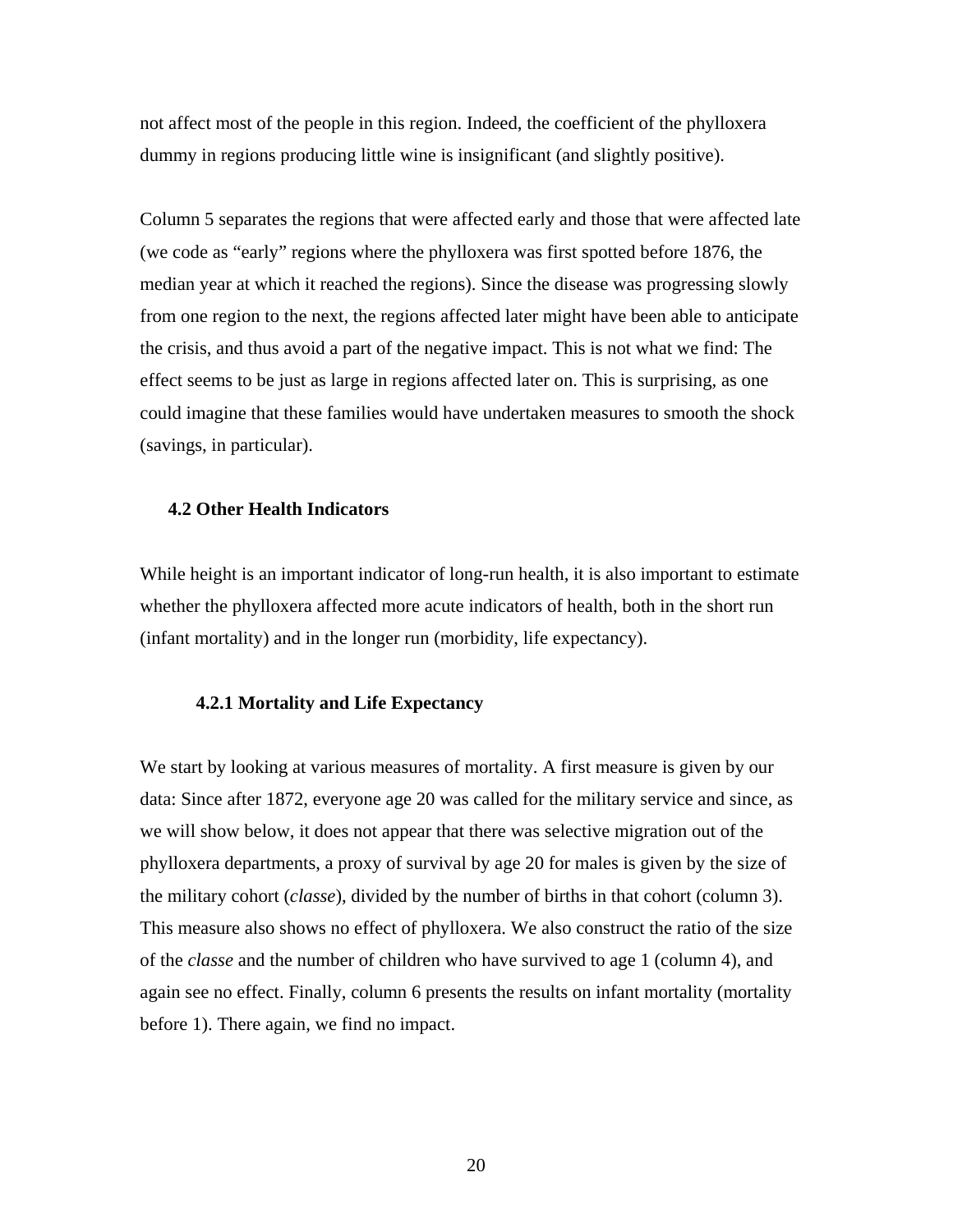not affect most of the people in this region. Indeed, the coefficient of the phylloxera dummy in regions producing little wine is insignificant (and slightly positive).

Column 5 separates the regions that were affected early and those that were affected late (we code as "early" regions where the phylloxera was first spotted before 1876, the median year at which it reached the regions). Since the disease was progressing slowly from one region to the next, the regions affected later might have been able to anticipate the crisis, and thus avoid a part of the negative impact. This is not what we find: The effect seems to be just as large in regions affected later on. This is surprising, as one could imagine that these families would have undertaken measures to smooth the shock (savings, in particular).

## 4.2 Other Health Indicators

While height is an important indicator of long-run health, it is also important to estimate whether the phylloxera affected more acute indicators of health, both in the short run (infant mortality) and in the longer run (morbidity, life expectancy).

### 4.2.1 Mortality and Life Expectancy

We start by looking at various measures of mortality. A first measure is given by our data: Since after 1872, everyone age 20 was called for the military service and since, as we will show below, it does not appear that there was selective migration out of the phylloxera departments, a proxy of survival by age 20 for males is given by the size of the military cohort (*classe*), divided by the number of births in that cohort (column 3). This measure also shows no effect of phylloxera. We also construct the ratio of the size of the *classe* and the number of children who have survived to age 1 (column 4), and again see no effect. Finally, column 6 presents the results on infant mortality (mortality before 1). There again, we find no impact.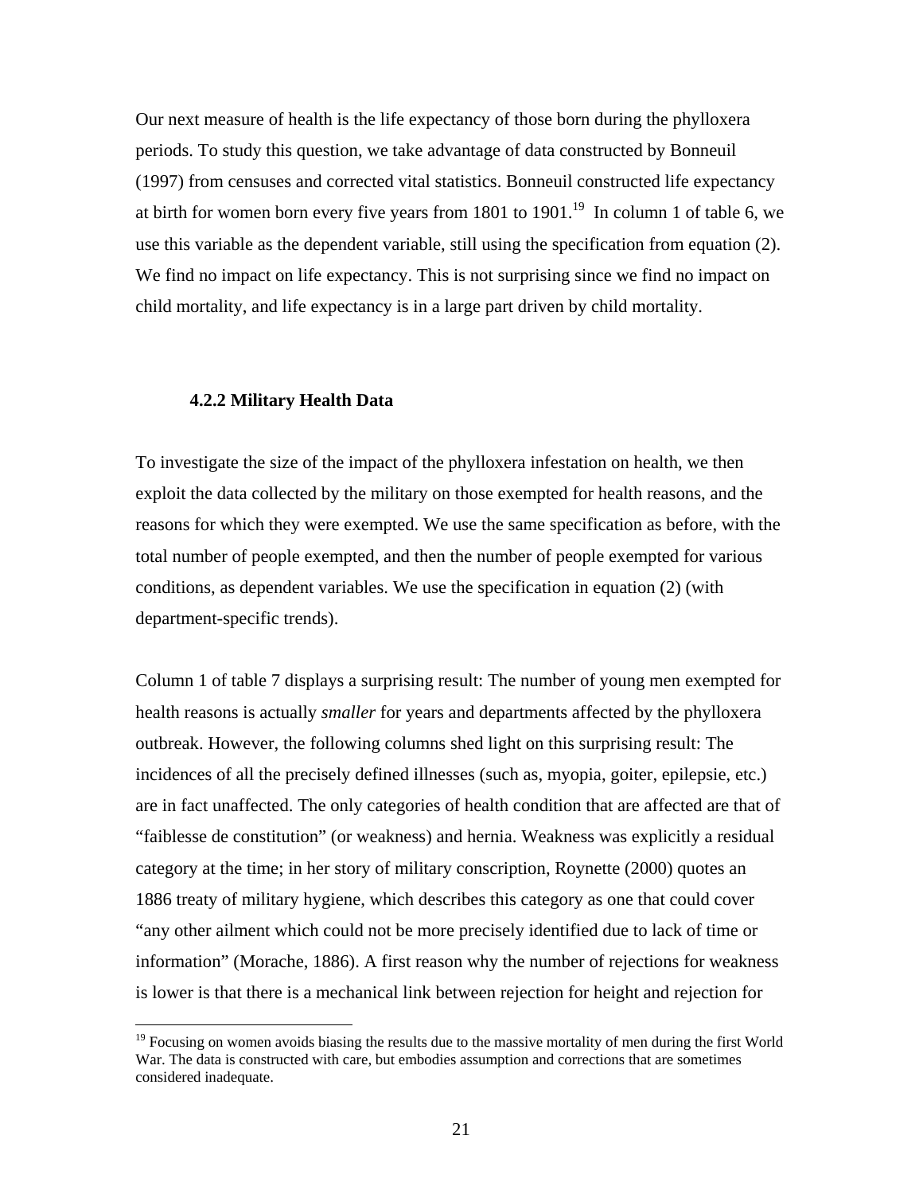Our next measure of health is the life expectancy of those born during the phylloxera periods. To study this question, we take advantage of data constructed by Bonneuil (1997) from censuses and corrected vital statistics. Bonneuil constructed life expectancy at birth for women born every five years from 1801 to 1901.[19] In column 1 of table 6, we use this variable as the dependent variable, still using the specification from equation (2). We find no impact on life expectancy. This is not surprising since we find no impact on child mortality, and life expectancy is in a large part driven by child mortality.

### 4.2.2 Military Health Data

To investigate the size of the impact of the phylloxera infestation on health, we then exploit the data collected by the military on those exempted for health reasons, and the reasons for which they were exempted. We use the same specification as before, with the total number of people exempted, and then the number of people exempted for various conditions, as dependent variables. We use the specification in equation (2) (with department-specific trends).

Column 1 of table 7 displays a surprising result: The number of young men exempted for health reasons is actually *smaller* for years and departments affected by the phylloxera outbreak. However, the following columns shed light on this surprising result: The incidences of all the precisely defined illnesses (such as, myopia, goiter, epilepsie, etc.) are in fact unaffected. The only categories of health condition that are affected are that of "faiblesse de constitution" (or weakness) and hernia. Weakness was explicitly a residual category at the time; in her story of military conscription, Roynette (2000) quotes an 1886 treaty of military hygiene, which describes this category as one that could cover "any other ailment which could not be more precisely identified due to lack of time or information" (Morache, 1886). A first reason why the number of rejections for weakness is lower is that there is a mechanical link between rejection for height and rejection for

[19] Focusing on women avoids biasing the results due to the massive mortality of men during the first World War. The data is constructed with care, but embodies assumption and corrections that are sometimes considered inadequate.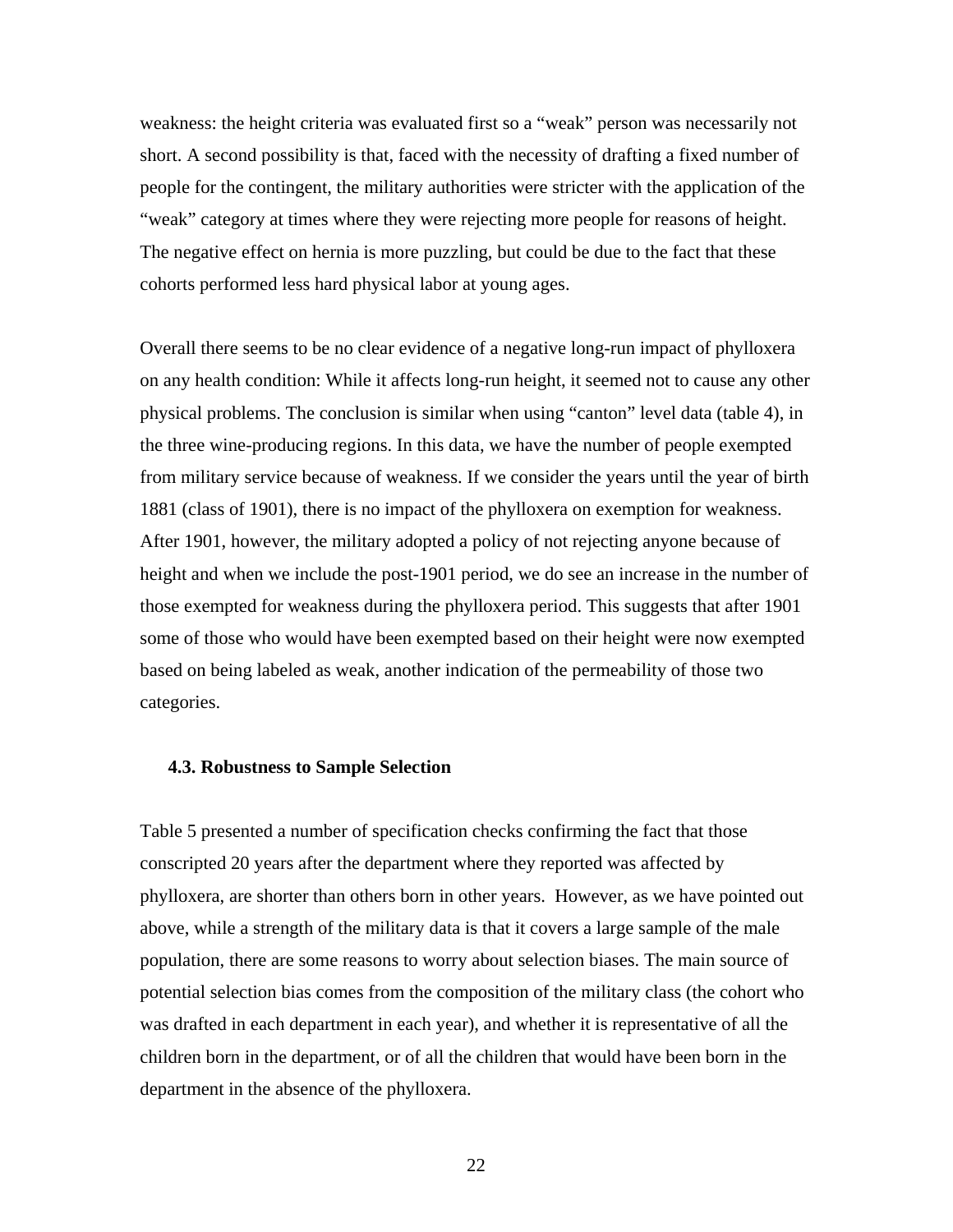weakness: the height criteria was evaluated first so a "weak" person was necessarily not short. A second possibility is that, faced with the necessity of drafting a fixed number of people for the contingent, the military authorities were stricter with the application of the "weak" category at times where they were rejecting more people for reasons of height. The negative effect on hernia is more puzzling, but could be due to the fact that these cohorts performed less hard physical labor at young ages.

Overall there seems to be no clear evidence of a negative long-run impact of phylloxera on any health condition: While it affects long-run height, it seemed not to cause any other physical problems. The conclusion is similar when using "canton" level data (table 4), in the three wine-producing regions. In this data, we have the number of people exempted from military service because of weakness. If we consider the years until the year of birth 1881 (class of 1901), there is no impact of the phylloxera on exemption for weakness. After 1901, however, the military adopted a policy of not rejecting anyone because of height and when we include the post-1901 period, we do see an increase in the number of those exempted for weakness during the phylloxera period. This suggests that after 1901 some of those who would have been exempted based on their height were now exempted based on being labeled as weak, another indication of the permeability of those two categories.

### 4.3. Robustness to Sample Selection

Table 5 presented a number of specification checks confirming the fact that those conscripted 20 years after the department where they reported was affected by phylloxera, are shorter than others born in other years. However, as we have pointed out above, while a strength of the military data is that it covers a large sample of the male population, there are some reasons to worry about selection biases. The main source of potential selection bias comes from the composition of the military class (the cohort who was drafted in each department in each year), and whether it is representative of all the children born in the department, or of all the children that would have been born in the department in the absence of the phylloxera.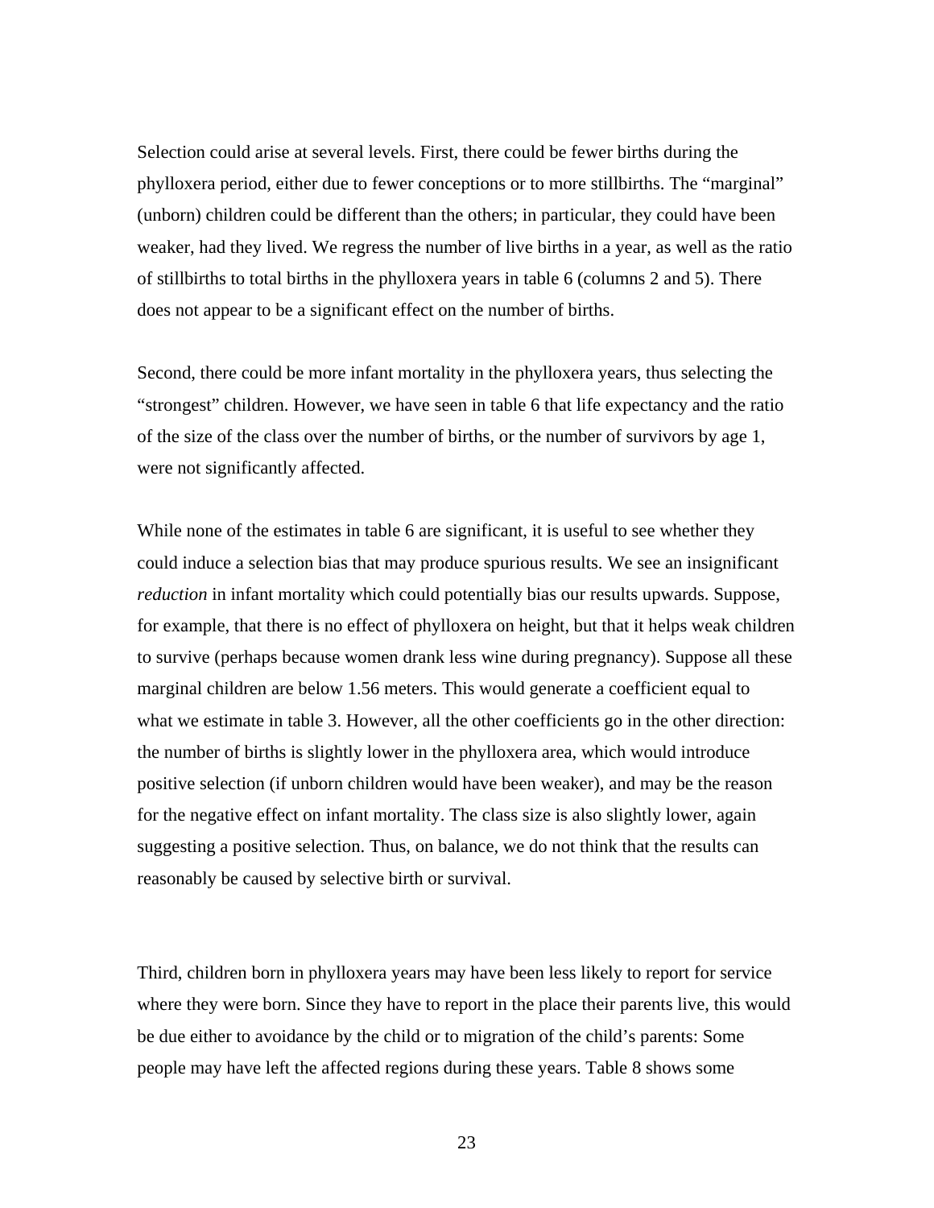Selection could arise at several levels. First, there could be fewer births during the phylloxera period, either due to fewer conceptions or to more stillbirths. The "marginal" (unborn) children could be different than the others; in particular, they could have been weaker, had they lived. We regress the number of live births in a year, as well as the ratio of stillbirths to total births in the phylloxera years in table 6 (columns 2 and 5). There does not appear to be a significant effect on the number of births.

Second, there could be more infant mortality in the phylloxera years, thus selecting the "strongest" children. However, we have seen in table 6 that life expectancy and the ratio of the size of the class over the number of births, or the number of survivors by age 1, were not significantly affected.

While none of the estimates in table 6 are significant, it is useful to see whether they could induce a selection bias that may produce spurious results. We see an insignificant *reduction* in infant mortality which could potentially bias our results upwards. Suppose, for example, that there is no effect of phylloxera on height, but that it helps weak children to survive (perhaps because women drank less wine during pregnancy). Suppose all these marginal children are below 1.56 meters. This would generate a coefficient equal to what we estimate in table 3. However, all the other coefficients go in the other direction: the number of births is slightly lower in the phylloxera area, which would introduce positive selection (if unborn children would have been weaker), and may be the reason for the negative effect on infant mortality. The class size is also slightly lower, again suggesting a positive selection. Thus, on balance, we do not think that the results can reasonably be caused by selective birth or survival.

Third, children born in phylloxera years may have been less likely to report for service where they were born. Since they have to report in the place their parents live, this would be due either to avoidance by the child or to migration of the child's parents: Some people may have left the affected regions during these years. Table 8 shows some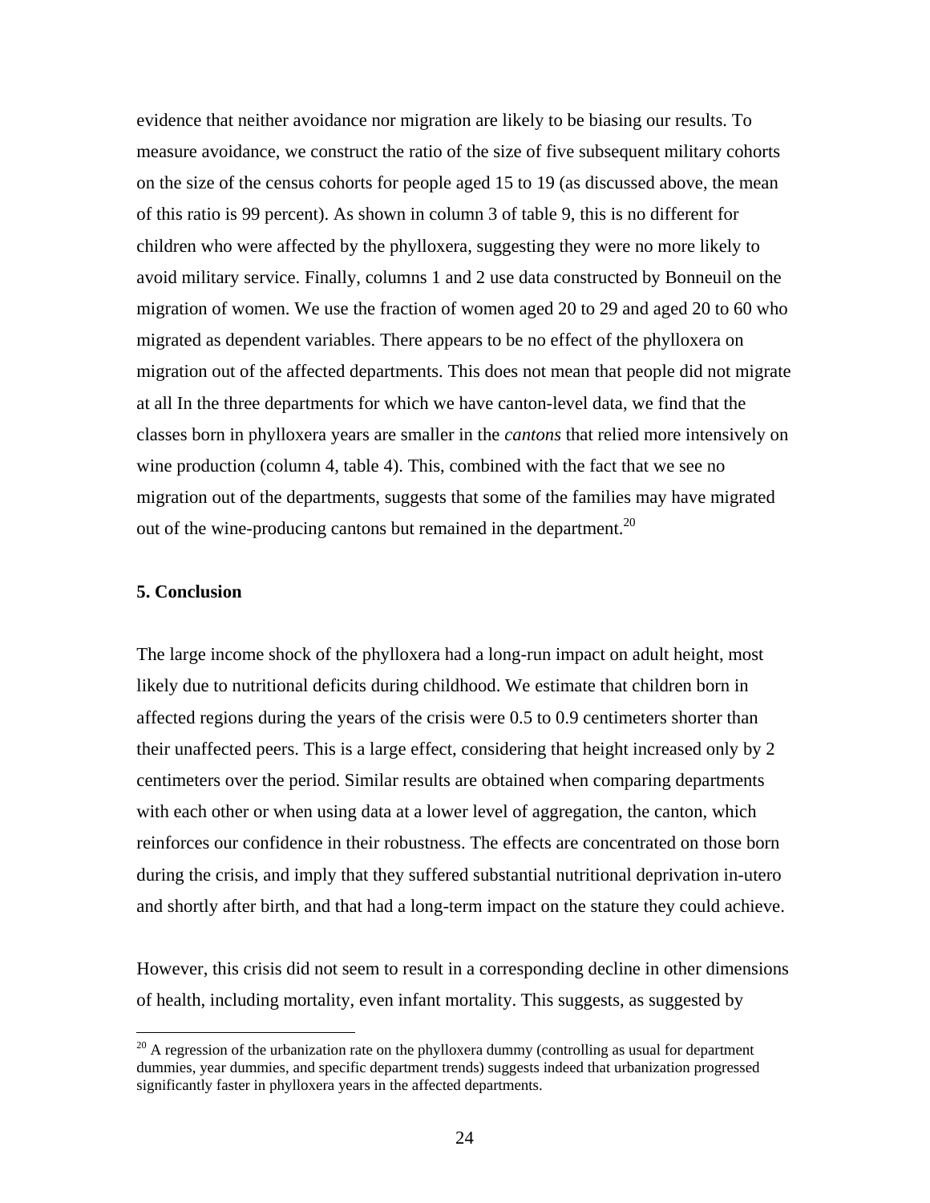evidence that neither avoidance nor migration are likely to be biasing our results. To measure avoidance, we construct the ratio of the size of five subsequent military cohorts on the size of the census cohorts for people aged 15 to 19 (as discussed above, the mean of this ratio is 99 percent). As shown in column 3 of table 9, this is no different for children who were affected by the phylloxera, suggesting they were no more likely to avoid military service. Finally, columns 1 and 2 use data constructed by Bonneuil on the migration of women. We use the fraction of women aged 20 to 29 and aged 20 to 60 who migrated as dependent variables. There appears to be no effect of the phylloxera on migration out of the affected departments. This does not mean that people did not migrate at all In the three departments for which we have canton-level data, we find that the classes born in phylloxera years are smaller in the *cantons* that relied more intensively on wine production (column 4, table 4). This, combined with the fact that we see no migration out of the departments, suggests that some of the families may have migrated out of the wine-producing cantons but remained in the department.[20]

**5. Conclusion**

The large income shock of the phylloxera had a long-run impact on adult height, most likely due to nutritional deficits during childhood. We estimate that children born in affected regions during the years of the crisis were 0.5 to 0.9 centimeters shorter than their unaffected peers. This is a large effect, considering that height increased only by 2 centimeters over the period. Similar results are obtained when comparing departments with each other or when using data at a lower level of aggregation, the canton, which reinforces our confidence in their robustness. The effects are concentrated on those born during the crisis, and imply that they suffered substantial nutritional deprivation in-utero and shortly after birth, and that had a long-term impact on the stature they could achieve.

However, this crisis did not seem to result in a corresponding decline in other dimensions of health, including mortality, even infant mortality. This suggests, as suggested by

[20] A regression of the urbanization rate on the phylloxera dummy (controlling as usual for department dummies, year dummies, and specific department trends) suggests indeed that urbanization progressed significantly faster in phylloxera years in the affected departments.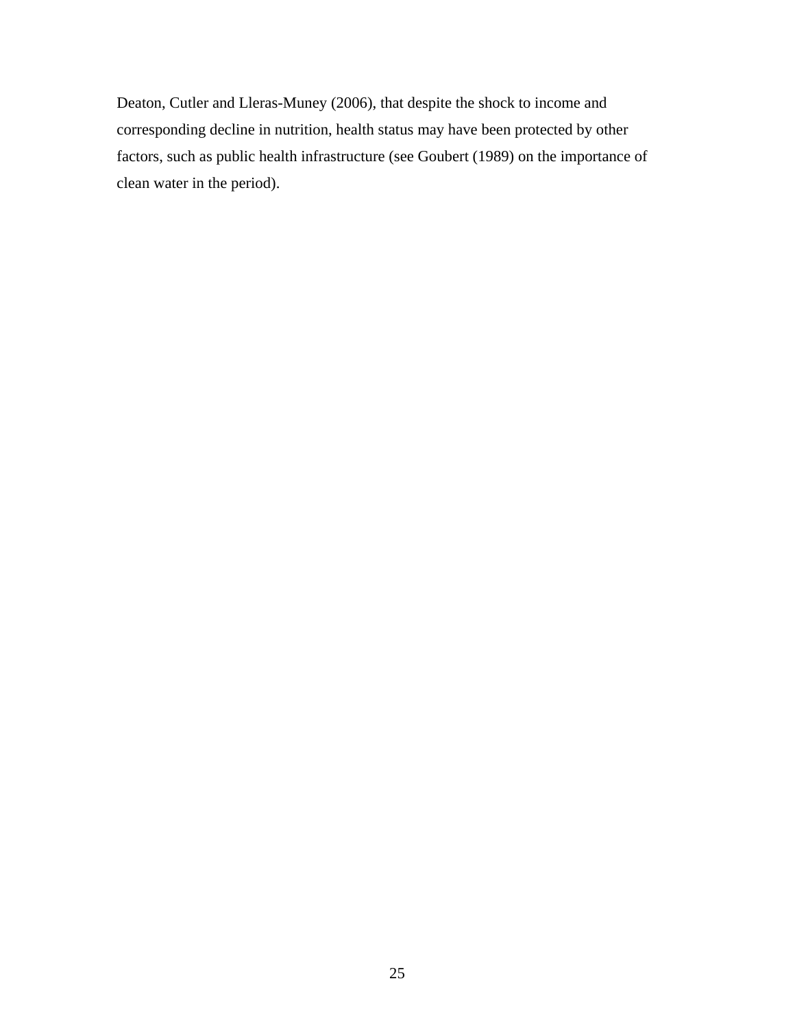Deaton, Cutler and Lleras-Muney (2006), that despite the shock to income and corresponding decline in nutrition, health status may have been protected by other factors, such as public health infrastructure (see Goubert (1989) on the importance of clean water in the period).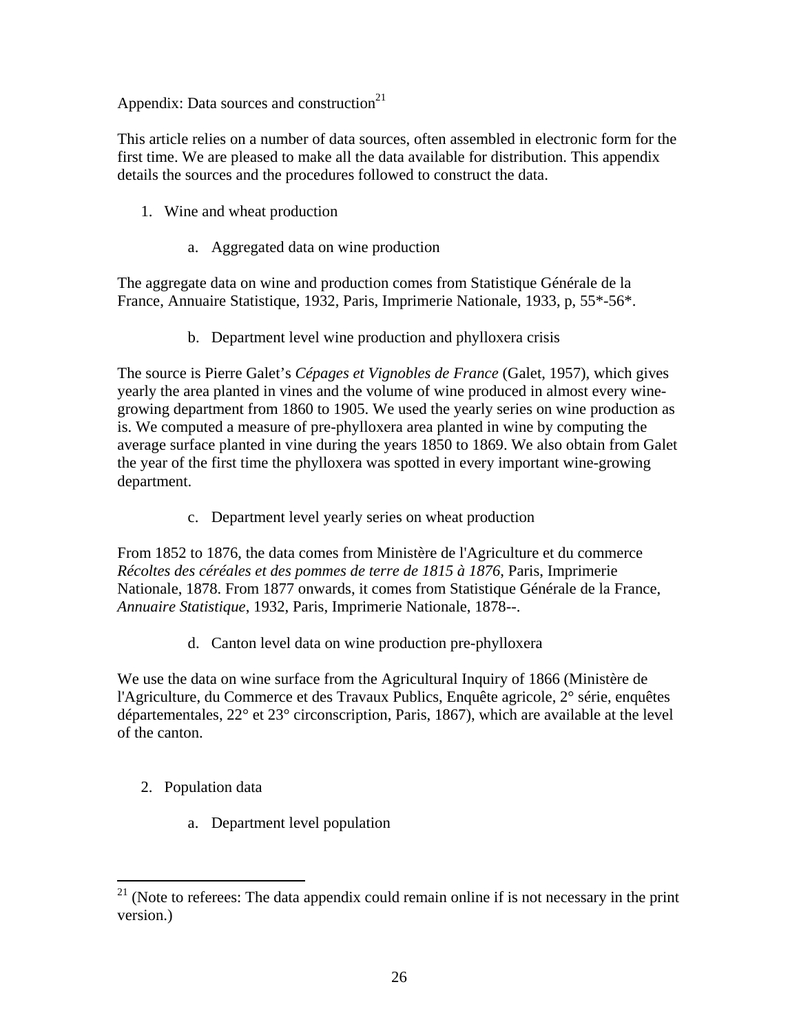# Appendix: Data sources and construction[21]

This article relies on a number of data sources, often assembled in electronic form for the first time. We are pleased to make all the data available for distribution. This appendix details the sources and the procedures followed to construct the data.

1. Wine and wheat production

    a. Aggregated data on wine production

The aggregate data on wine and production comes from Statistique Générale de la France, Annuaire Statistique, 1932, Paris, Imprimerie Nationale, 1933, p, 55*-56*.

    b. Department level wine production and phylloxera crisis

The source is Pierre Galet's *Cépages et Vignobles de France* (Galet, 1957), which gives yearly the area planted in vines and the volume of wine produced in almost every wine-growing department from 1860 to 1905. We used the yearly series on wine production as is. We computed a measure of pre-phylloxera area planted in wine by computing the average surface planted in vine during the years 1850 to 1869. We also obtain from Galet the year of the first time the phylloxera was spotted in every important wine-growing department.

    c. Department level yearly series on wheat production

From 1852 to 1876, the data comes from Ministère de l'Agriculture et du commerce *Récoltes des céréales et des pommes de terre de 1815 à 1876*, Paris, Imprimerie Nationale, 1878. From 1877 onwards, it comes from Statistique Générale de la France, *Annuaire Statistique*, 1932, Paris, Imprimerie Nationale, 1878--.

    d. Canton level data on wine production pre-phylloxera

We use the data on wine surface from the Agricultural Inquiry of 1866 (Ministère de l'Agriculture, du Commerce et des Travaux Publics, Enquête agricole, 2° série, enquêtes départementales, 22° et 23° circonscription, Paris, 1867), which are available at the level of the canton.

2. Population data

    a. Department level population

[21] (Note to referees: The data appendix could remain online if is not necessary in the print version.)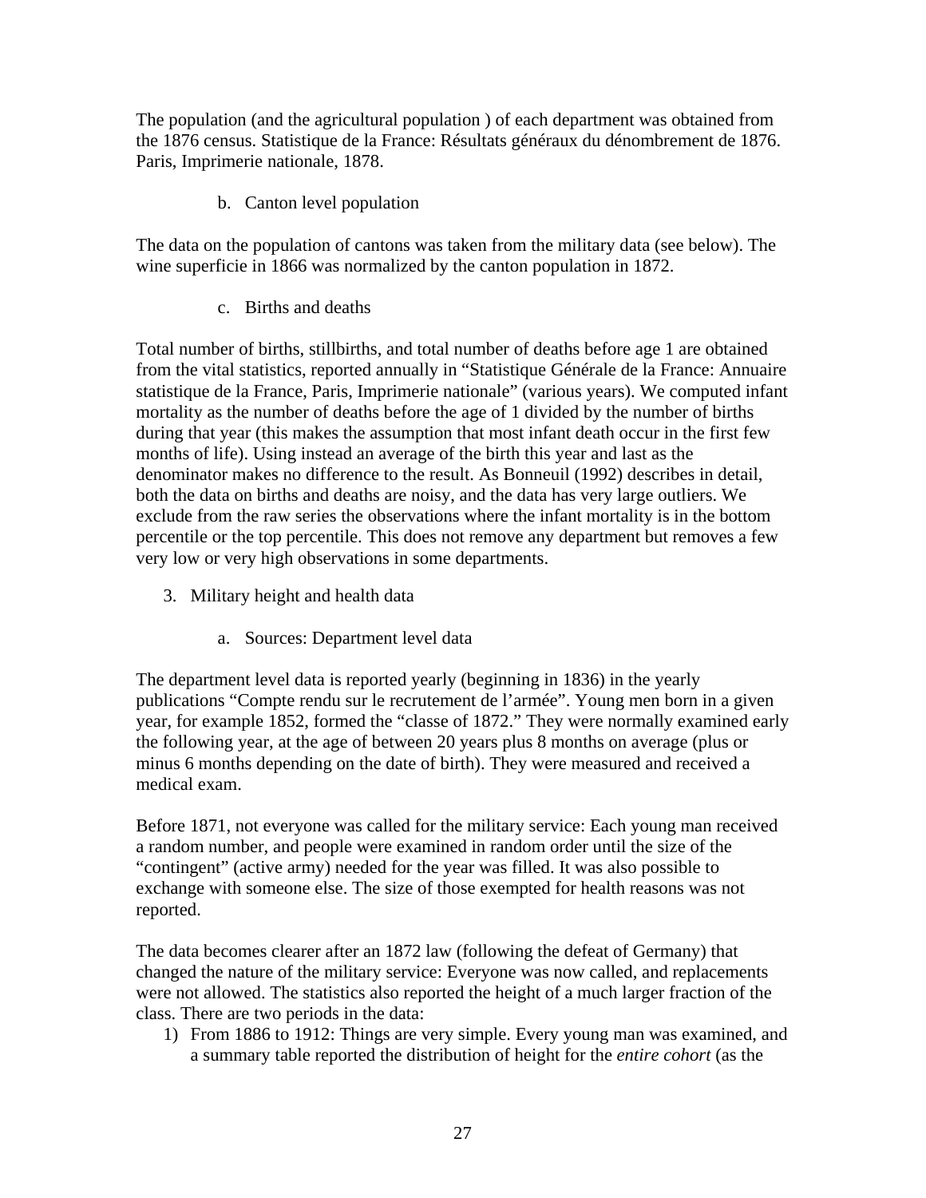The population (and the agricultural population ) of each department was obtained from the 1876 census. Statistique de la France: Résultats généraux du dénombrement de 1876. Paris, Imprimerie nationale, 1878.

b. Canton level population

The data on the population of cantons was taken from the military data (see below). The wine superficie in 1866 was normalized by the canton population in 1872.

c. Births and deaths

Total number of births, stillbirths, and total number of deaths before age 1 are obtained from the vital statistics, reported annually in "Statistique Générale de la France: Annuaire statistique de la France, Paris, Imprimerie nationale" (various years). We computed infant mortality as the number of deaths before the age of 1 divided by the number of births during that year (this makes the assumption that most infant death occur in the first few months of life). Using instead an average of the birth this year and last as the denominator makes no difference to the result. As Bonneuil (1992) describes in detail, both the data on births and deaths are noisy, and the data has very large outliers. We exclude from the raw series the observations where the infant mortality is in the bottom percentile or the top percentile. This does not remove any department but removes a few very low or very high observations in some departments.

3. Military height and health data

a. Sources: Department level data

The department level data is reported yearly (beginning in 1836) in the yearly publications "Compte rendu sur le recrutement de l'armée". Young men born in a given year, for example 1852, formed the "classe of 1872." They were normally examined early the following year, at the age of between 20 years plus 8 months on average (plus or minus 6 months depending on the date of birth). They were measured and received a medical exam.

Before 1871, not everyone was called for the military service: Each young man received a random number, and people were examined in random order until the size of the "contingent" (active army) needed for the year was filled. It was also possible to exchange with someone else. The size of those exempted for health reasons was not reported.

The data becomes clearer after an 1872 law (following the defeat of Germany) that changed the nature of the military service: Everyone was now called, and replacements were not allowed. The statistics also reported the height of a much larger fraction of the class. There are two periods in the data:

1) From 1886 to 1912: Things are very simple. Every young man was examined, and a summary table reported the distribution of height for the *entire cohort* (as the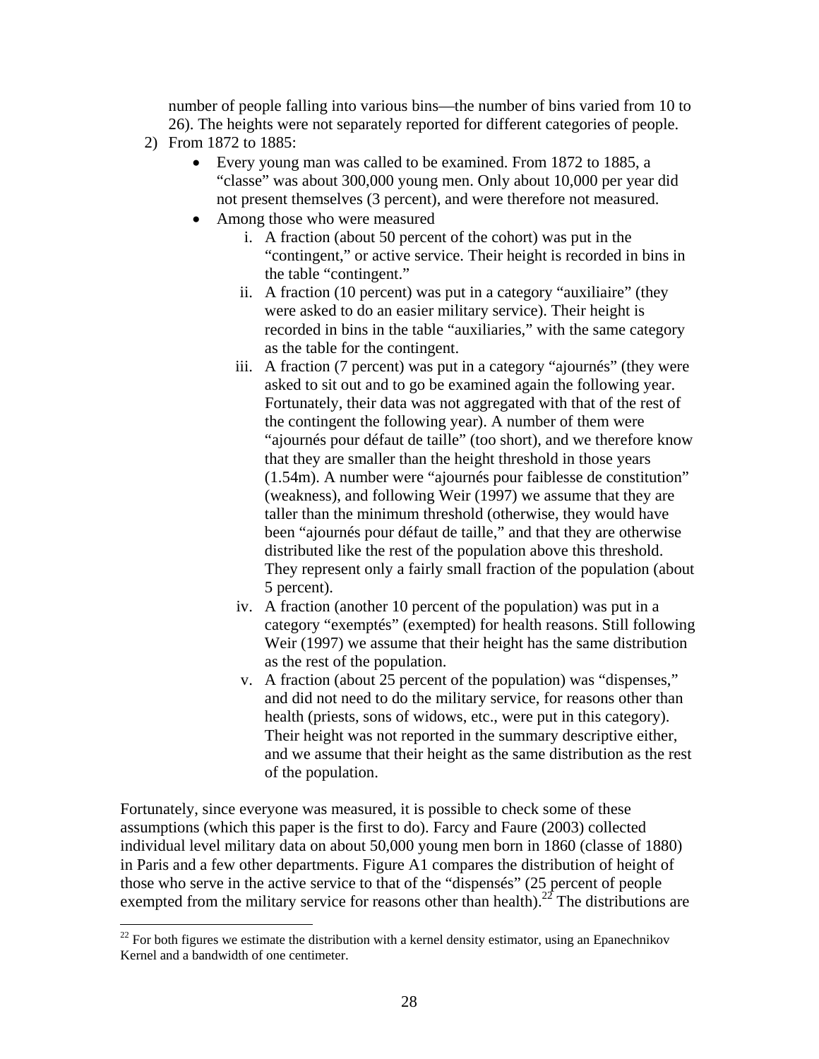number of people falling into various bins—the number of bins varied from 10 to 26). The heights were not separately reported for different categories of people.

2) From 1872 to 1885:
   - Every young man was called to be examined. From 1872 to 1885, a "classe" was about 300,000 young men. Only about 10,000 per year did not present themselves (3 percent), and were therefore not measured.
   - Among those who were measured
     i. A fraction (about 50 percent of the cohort) was put in the "contingent," or active service. Their height is recorded in bins in the table "contingent."
     ii. A fraction (10 percent) was put in a category "auxiliaire" (they were asked to do an easier military service). Their height is recorded in bins in the table "auxiliaries," with the same category as the table for the contingent.
     iii. A fraction (7 percent) was put in a category "ajournés" (they were asked to sit out and to go be examined again the following year. Fortunately, their data was not aggregated with that of the rest of the contingent the following year). A number of them were "ajournés pour défaut de taille" (too short), and we therefore know that they are smaller than the height threshold in those years (1.54m). A number were "ajournés pour faiblesse de constitution" (weakness), and following Weir (1997) we assume that they are taller than the minimum threshold (otherwise, they would have been "ajournés pour défaut de taille," and that they are otherwise distributed like the rest of the population above this threshold. They represent only a fairly small fraction of the population (about 5 percent).
     iv. A fraction (another 10 percent of the population) was put in a category "exemptés" (exempted) for health reasons. Still following Weir (1997) we assume that their height has the same distribution as the rest of the population.
     v. A fraction (about 25 percent of the population) was "dispenses," and did not need to do the military service, for reasons other than health (priests, sons of widows, etc., were put in this category). Their height was not reported in the summary descriptive either, and we assume that their height as the same distribution as the rest of the population.

Fortunately, since everyone was measured, it is possible to check some of these assumptions (which this paper is the first to do). Farcy and Faure (2003) collected individual level military data on about 50,000 young men born in 1860 (classe of 1880) in Paris and a few other departments. Figure A1 compares the distribution of height of those who serve in the active service to that of the "dispensés" (25 percent of people exempted from the military service for reasons other than health).[22] The distributions are

[22] For both figures we estimate the distribution with a kernel density estimator, using an Epanechnikov Kernel and a bandwidth of one centimeter.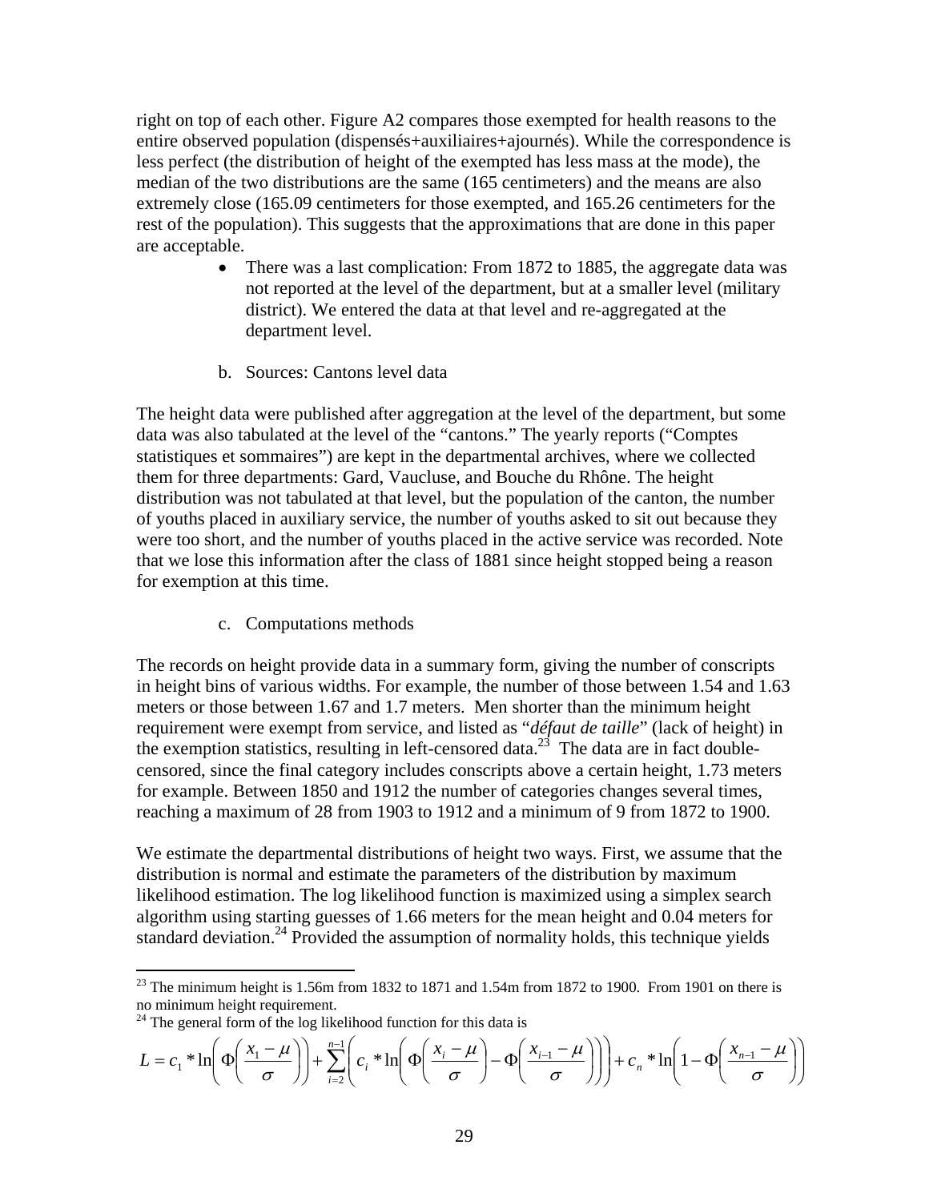right on top of each other. Figure A2 compares those exempted for health reasons to the entire observed population (dispensés+auxiliaires+ajournés). While the correspondence is less perfect (the distribution of height of the exempted has less mass at the mode), the median of the two distributions are the same (165 centimeters) and the means are also extremely close (165.09 centimeters for those exempted, and 165.26 centimeters for the rest of the population). This suggests that the approximations that are done in this paper are acceptable.

- There was a last complication: From 1872 to 1885, the aggregate data was not reported at the level of the department, but at a smaller level (military district). We entered the data at that level and re-aggregated at the department level.

b. Sources: Cantons level data

The height data were published after aggregation at the level of the department, but some data was also tabulated at the level of the "cantons." The yearly reports ("Comptes statistiques et sommaires") are kept in the departmental archives, where we collected them for three departments: Gard, Vaucluse, and Bouche du Rhône. The height distribution was not tabulated at that level, but the population of the canton, the number of youths placed in auxiliary service, the number of youths asked to sit out because they were too short, and the number of youths placed in the active service was recorded. Note that we lose this information after the class of 1881 since height stopped being a reason for exemption at this time.

c. Computations methods

The records on height provide data in a summary form, giving the number of conscripts in height bins of various widths. For example, the number of those between 1.54 and 1.63 meters or those between 1.67 and 1.7 meters. Men shorter than the minimum height requirement were exempt from service, and listed as "*défaut de taille*" (lack of height) in the exemption statistics, resulting in left-censored data.[23] The data are in fact double-censored, since the final category includes conscripts above a certain height, 1.73 meters for example. Between 1850 and 1912 the number of categories changes several times, reaching a maximum of 28 from 1903 to 1912 and a minimum of 9 from 1872 to 1900.

We estimate the departmental distributions of height two ways. First, we assume that the distribution is normal and estimate the parameters of the distribution by maximum likelihood estimation. The log likelihood function is maximized using a simplex search algorithm using starting guesses of 1.66 meters for the mean height and 0.04 meters for standard deviation.[24] Provided the assumption of normality holds, this technique yields

---

[23] The minimum height is 1.56m from 1832 to 1871 and 1.54m from 1872 to 1900. From 1901 on there is no minimum height requirement.

[24] The general form of the log likelihood function for this data is

$$L = c_1 * \ln\left(\Phi\left(\frac{x_1-\mu}{\sigma}\right)\right) + \sum_{i=2}^{n-1}\left(c_i * \ln\left(\Phi\left(\frac{x_i-\mu}{\sigma}\right) - \Phi\left(\frac{x_{i-1}-\mu}{\sigma}\right)\right)\right) + c_n * \ln\left(1-\Phi\left(\frac{x_{n-1}-\mu}{\sigma}\right)\right)$$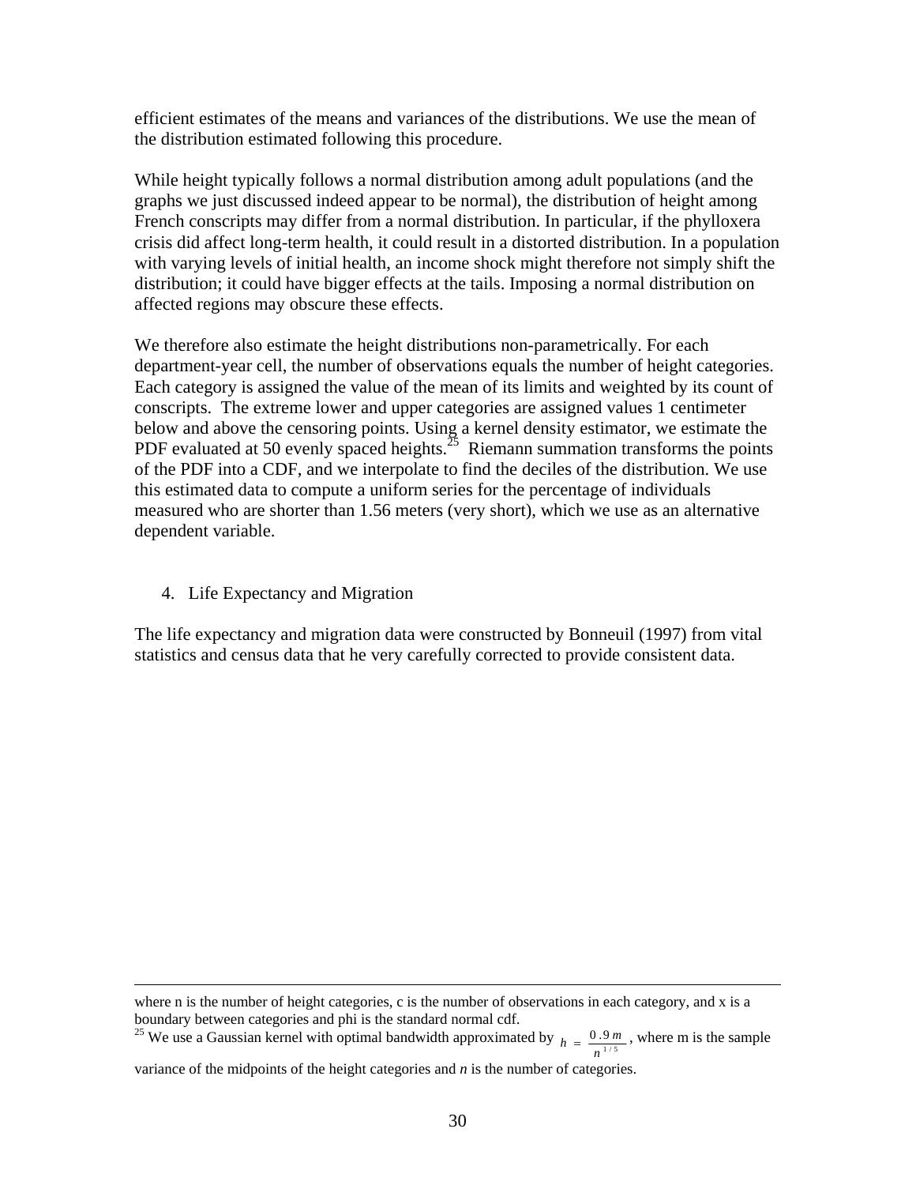efficient estimates of the means and variances of the distributions. We use the mean of the distribution estimated following this procedure.

While height typically follows a normal distribution among adult populations (and the graphs we just discussed indeed appear to be normal), the distribution of height among French conscripts may differ from a normal distribution. In particular, if the phylloxera crisis did affect long-term health, it could result in a distorted distribution. In a population with varying levels of initial health, an income shock might therefore not simply shift the distribution; it could have bigger effects at the tails. Imposing a normal distribution on affected regions may obscure these effects.

We therefore also estimate the height distributions non-parametrically. For each department-year cell, the number of observations equals the number of height categories. Each category is assigned the value of the mean of its limits and weighted by its count of conscripts. The extreme lower and upper categories are assigned values 1 centimeter below and above the censoring points. Using a kernel density estimator, we estimate the PDF evaluated at 50 evenly spaced heights.[25] Riemann summation transforms the points of the PDF into a CDF, and we interpolate to find the deciles of the distribution. We use this estimated data to compute a uniform series for the percentage of individuals measured who are shorter than 1.56 meters (very short), which we use as an alternative dependent variable.

4. Life Expectancy and Migration

The life expectancy and migration data were constructed by Bonneuil (1997) from vital statistics and census data that he very carefully corrected to provide consistent data.

---

where n is the number of height categories, c is the number of observations in each category, and x is a boundary between categories and phi is the standard normal cdf.

[25] We use a Gaussian kernel with optimal bandwidth approximated by $h = \frac{0.9m}{n^{1/5}}$, where m is the sample variance of the midpoints of the height categories and *n* is the number of categories.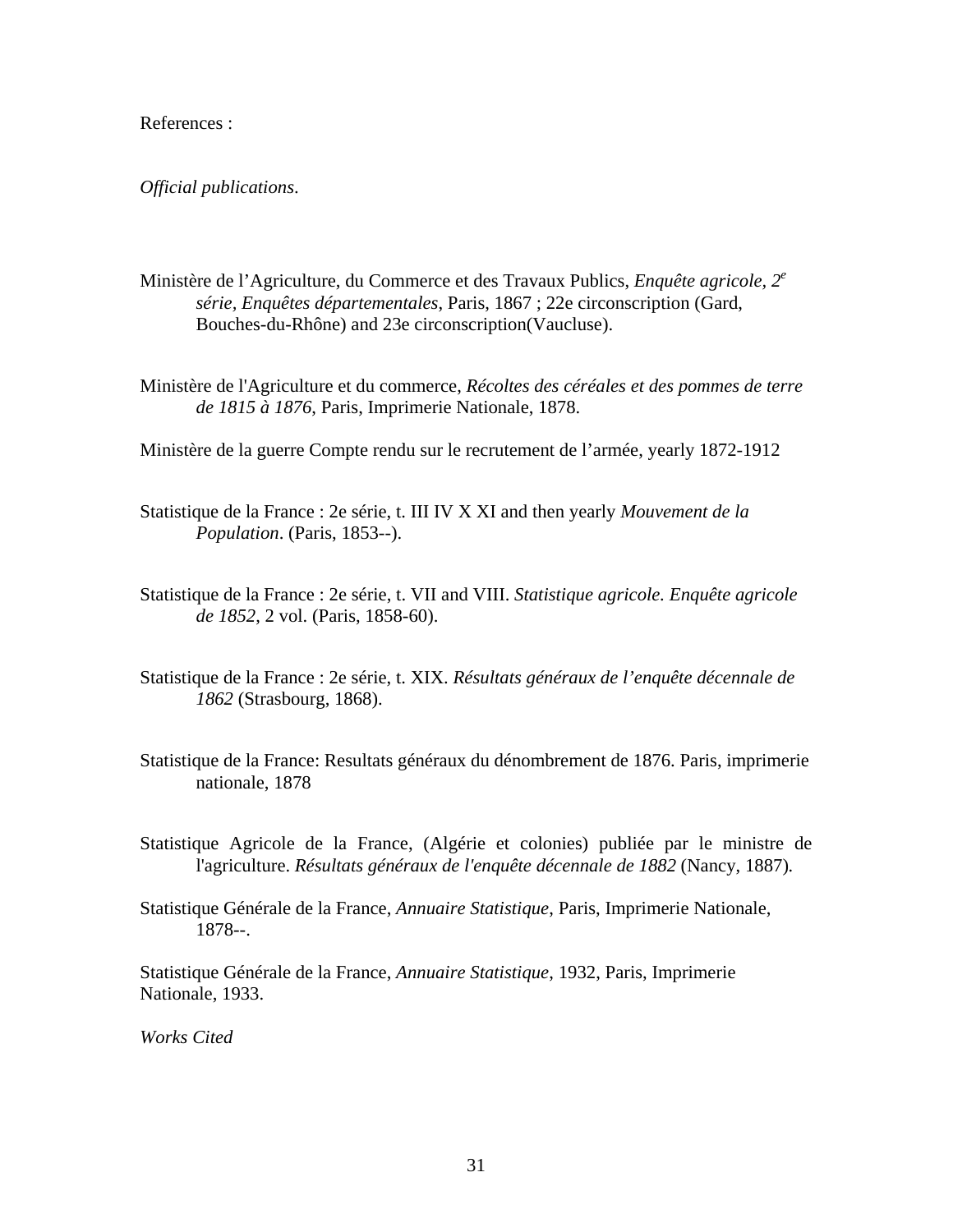References :

*Official publications*.

Ministère de l'Agriculture, du Commerce et des Travaux Publics, *Enquête agricole, 2e série, Enquêtes départementales*, Paris, 1867 ; 22e circonscription (Gard, Bouches-du-Rhône) and 23e circonscription(Vaucluse).

Ministère de l'Agriculture et du commerce, *Récoltes des céréales et des pommes de terre de 1815 à 1876*, Paris, Imprimerie Nationale, 1878.

Ministère de la guerre Compte rendu sur le recrutement de l'armée, yearly 1872-1912

Statistique de la France : 2e série, t. III IV X XI and then yearly *Mouvement de la Population*. (Paris, 1853--).

Statistique de la France : 2e série, t. VII and VIII. *Statistique agricole. Enquête agricole de 1852*, 2 vol. (Paris, 1858-60).

Statistique de la France : 2e série, t. XIX. *Résultats généraux de l'enquête décennale de 1862* (Strasbourg, 1868).

Statistique de la France: Resultats généraux du dénombrement de 1876. Paris, imprimerie nationale, 1878

Statistique Agricole de la France, (Algérie et colonies) publiée par le ministre de l'agriculture. *Résultats généraux de l'enquête décennale de 1882* (Nancy, 1887).

Statistique Générale de la France, *Annuaire Statistique*, Paris, Imprimerie Nationale, 1878--.

Statistique Générale de la France, *Annuaire Statistique*, 1932, Paris, Imprimerie Nationale, 1933.

*Works Cited*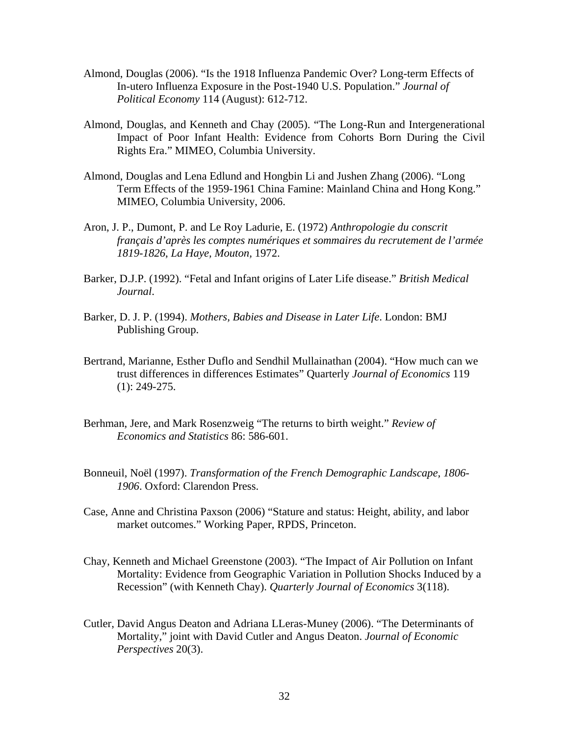Almond, Douglas (2006). "Is the 1918 Influenza Pandemic Over? Long-term Effects of In-utero Influenza Exposure in the Post-1940 U.S. Population." *Journal of Political Economy* 114 (August): 612-712.

Almond, Douglas, and Kenneth and Chay (2005). "The Long-Run and Intergenerational Impact of Poor Infant Health: Evidence from Cohorts Born During the Civil Rights Era." MIMEO, Columbia University.

Almond, Douglas and Lena Edlund and Hongbin Li and Jushen Zhang (2006). "Long Term Effects of the 1959-1961 China Famine: Mainland China and Hong Kong." MIMEO, Columbia University, 2006.

Aron, J. P., Dumont, P. and Le Roy Ladurie, E. (1972) *Anthropologie du conscrit français d'après les comptes numériques et sommaires du recrutement de l'armée 1819-1826*, *La Haye, Mouton,* 1972.

Barker, D.J.P. (1992). "Fetal and Infant origins of Later Life disease." *British Medical Journal*.

Barker, D. J. P. (1994). *Mothers, Babies and Disease in Later Life*. London: BMJ Publishing Group.

Bertrand, Marianne, Esther Duflo and Sendhil Mullainathan (2004). "How much can we trust differences in differences Estimates" Quarterly *Journal of Economics* 119 (1): 249-275.

Berhman, Jere, and Mark Rosenzweig "The returns to birth weight." *Review of Economics and Statistics* 86: 586-601.

Bonneuil, Noël (1997). *Transformation of the French Demographic Landscape, 1806-1906*. Oxford: Clarendon Press.

Case, Anne and Christina Paxson (2006) "Stature and status: Height, ability, and labor market outcomes." Working Paper, RPDS, Princeton.

Chay, Kenneth and Michael Greenstone (2003). "The Impact of Air Pollution on Infant Mortality: Evidence from Geographic Variation in Pollution Shocks Induced by a Recession" (with Kenneth Chay). *Quarterly Journal of Economics* 3(118).

Cutler, David Angus Deaton and Adriana LLeras-Muney (2006). "The Determinants of Mortality," joint with David Cutler and Angus Deaton. *Journal of Economic Perspectives* 20(3).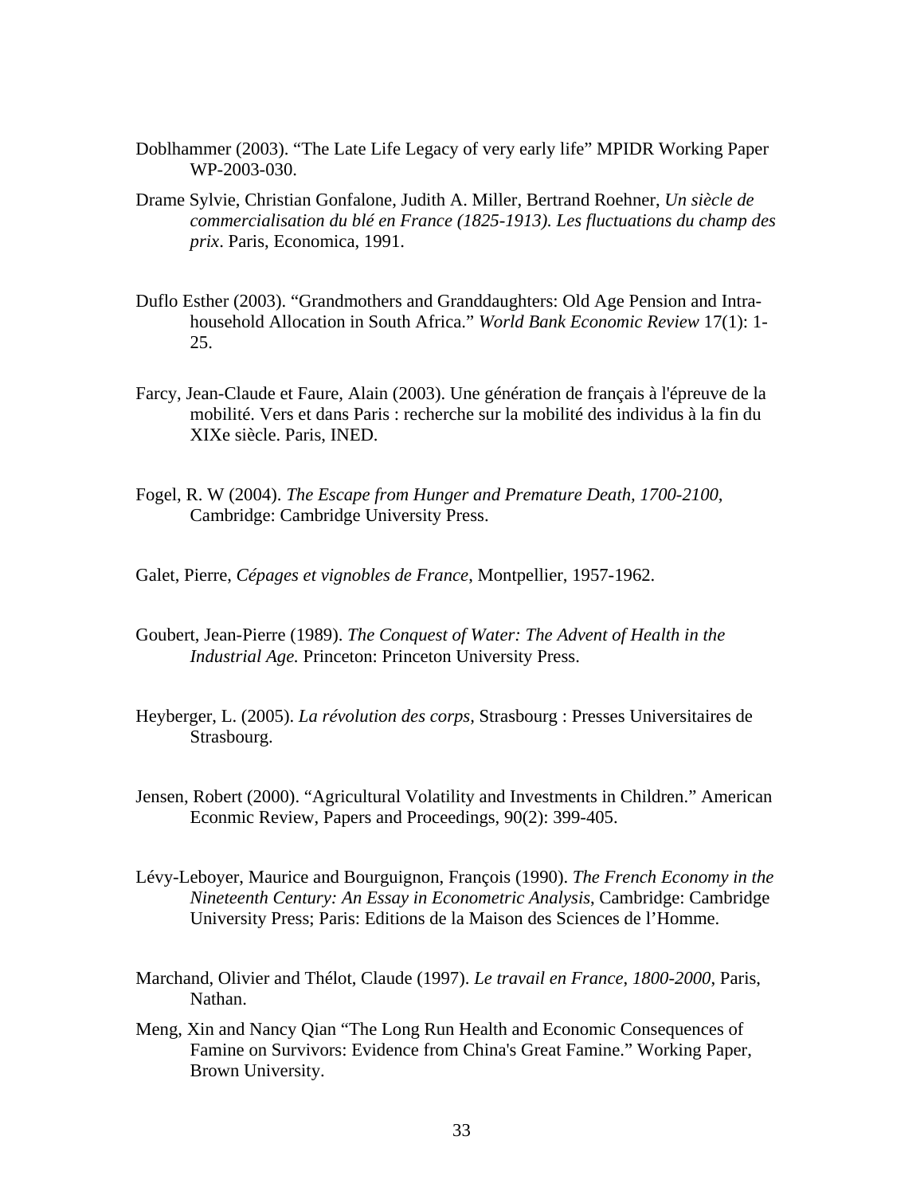Doblhammer (2003). “The Late Life Legacy of very early life” MPIDR Working Paper WP-2003-030.

Drame Sylvie, Christian Gonfalone, Judith A. Miller, Bertrand Roehner, *Un siècle de commercialisation du blé en France (1825-1913). Les fluctuations du champ des prix*. Paris, Economica, 1991.

Duflo Esther (2003). “Grandmothers and Granddaughters: Old Age Pension and Intra-household Allocation in South Africa.” *World Bank Economic Review* 17(1): 1-25.

Farcy, Jean-Claude et Faure, Alain (2003). Une génération de français à l'épreuve de la mobilité. Vers et dans Paris : recherche sur la mobilité des individus à la fin du XIXe siècle. Paris, INED.

Fogel, R. W (2004). *The Escape from Hunger and Premature Death, 1700-2100,* Cambridge: Cambridge University Press.

Galet, Pierre, *Cépages et vignobles de France*, Montpellier, 1957-1962.

Goubert, Jean-Pierre (1989). *The Conquest of Water: The Advent of Health in the Industrial Age.* Princeton: Princeton University Press.

Heyberger, L. (2005). *La révolution des corps,* Strasbourg : Presses Universitaires de Strasbourg.

Jensen, Robert (2000). “Agricultural Volatility and Investments in Children.” American Econmic Review, Papers and Proceedings, 90(2): 399-405.

Lévy-Leboyer, Maurice and Bourguignon, François (1990). *The French Economy in the Nineteenth Century: An Essay in Econometric Analysis*, Cambridge: Cambridge University Press; Paris: Editions de la Maison des Sciences de l’Homme.

Marchand, Olivier and Thélot, Claude (1997). *Le travail en France, 1800-2000*, Paris, Nathan.

Meng, Xin and Nancy Qian “The Long Run Health and Economic Consequences of Famine on Survivors: Evidence from China's Great Famine.” Working Paper, Brown University.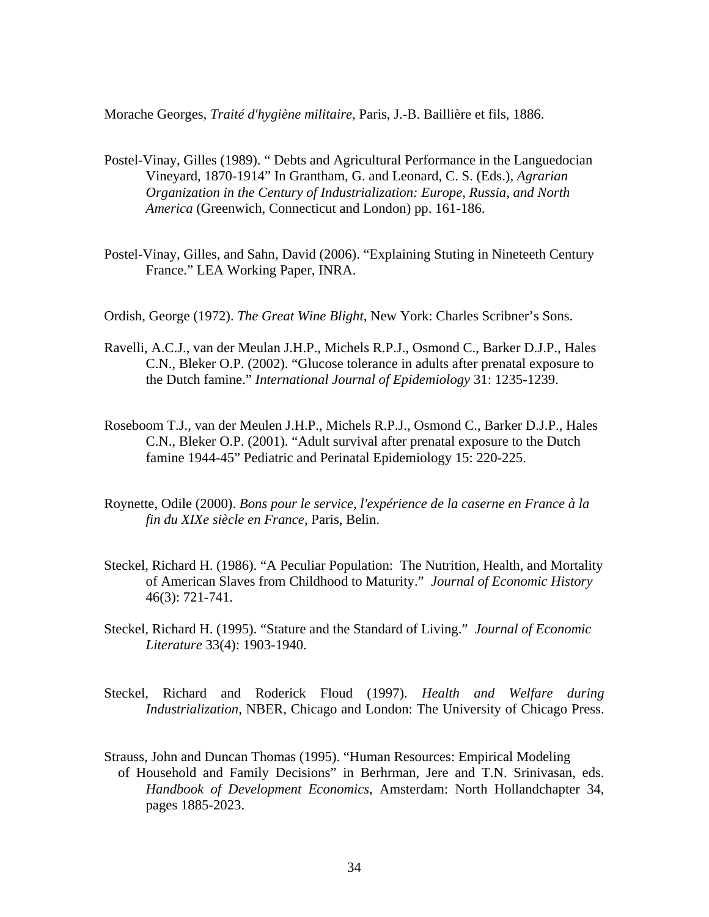Morache Georges, *Traité d'hygiène militaire*, Paris, J.-B. Baillière et fils, 1886.

Postel-Vinay, Gilles (1989). " Debts and Agricultural Performance in the Languedocian Vineyard, 1870-1914" In Grantham, G. and Leonard, C. S. (Eds.), *Agrarian Organization in the Century of Industrialization: Europe, Russia, and North America* (Greenwich, Connecticut and London) pp. 161-186.

Postel-Vinay, Gilles, and Sahn, David (2006). "Explaining Stuting in Nineteeth Century France." LEA Working Paper, INRA.

Ordish, George (1972). *The Great Wine Blight*, New York: Charles Scribner's Sons.

Ravelli, A.C.J., van der Meulan J.H.P., Michels R.P.J., Osmond C., Barker D.J.P., Hales C.N., Bleker O.P. (2002). "Glucose tolerance in adults after prenatal exposure to the Dutch famine." *International Journal of Epidemiology* 31: 1235-1239.

Roseboom T.J., van der Meulen J.H.P., Michels R.P.J., Osmond C., Barker D.J.P., Hales C.N., Bleker O.P. (2001). "Adult survival after prenatal exposure to the Dutch famine 1944-45" Pediatric and Perinatal Epidemiology 15: 220-225.

Roynette, Odile (2000). *Bons pour le service, l'expérience de la caserne en France à la fin du XIXe siècle en France*, Paris, Belin.

Steckel, Richard H. (1986). "A Peculiar Population: The Nutrition, Health, and Mortality of American Slaves from Childhood to Maturity." *Journal of Economic History* 46(3): 721-741.

Steckel, Richard H. (1995). "Stature and the Standard of Living." *Journal of Economic Literature* 33(4): 1903-1940.

Steckel, Richard and Roderick Floud (1997). *Health and Welfare during Industrialization,* NBER, Chicago and London: The University of Chicago Press.

Strauss, John and Duncan Thomas (1995). "Human Resources: Empirical Modeling of Household and Family Decisions" in Berhrman, Jere and T.N. Srinivasan, eds. *Handbook of Development Economics*, Amsterdam: North Hollandchapter 34, pages 1885-2023.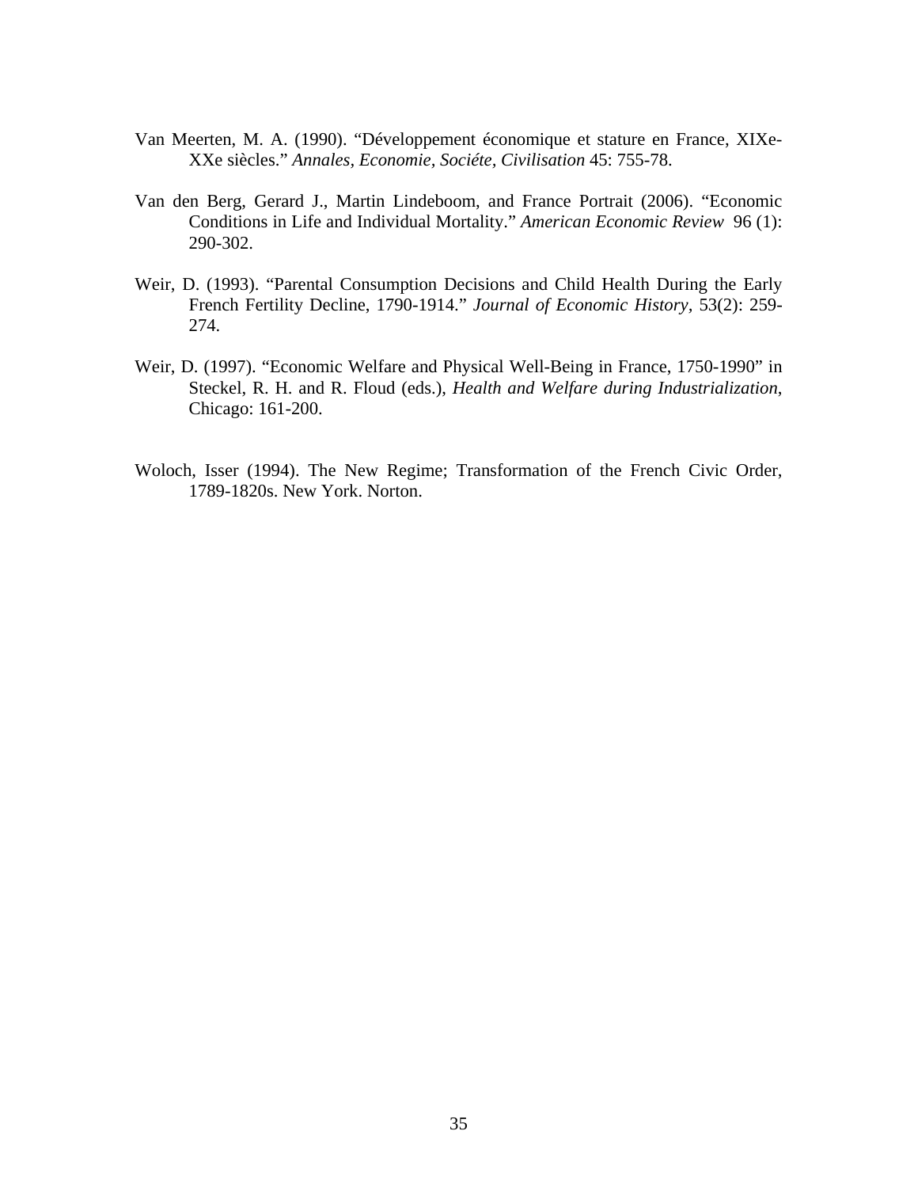Van Meerten, M. A. (1990). "Développement économique et stature en France, XIXe-XXe siècles." *Annales, Economie, Sociéte, Civilisation* 45: 755-78.

Van den Berg, Gerard J., Martin Lindeboom, and France Portrait (2006). "Economic Conditions in Life and Individual Mortality." *American Economic Review* 96 (1): 290-302.

Weir, D. (1993). "Parental Consumption Decisions and Child Health During the Early French Fertility Decline, 1790-1914." *Journal of Economic History*, 53(2): 259-274.

Weir, D. (1997). "Economic Welfare and Physical Well-Being in France, 1750-1990" in Steckel, R. H. and R. Floud (eds.), *Health and Welfare during Industrialization*, Chicago: 161-200.

Woloch, Isser (1994). The New Regime; Transformation of the French Civic Order, 1789-1820s. New York. Norton.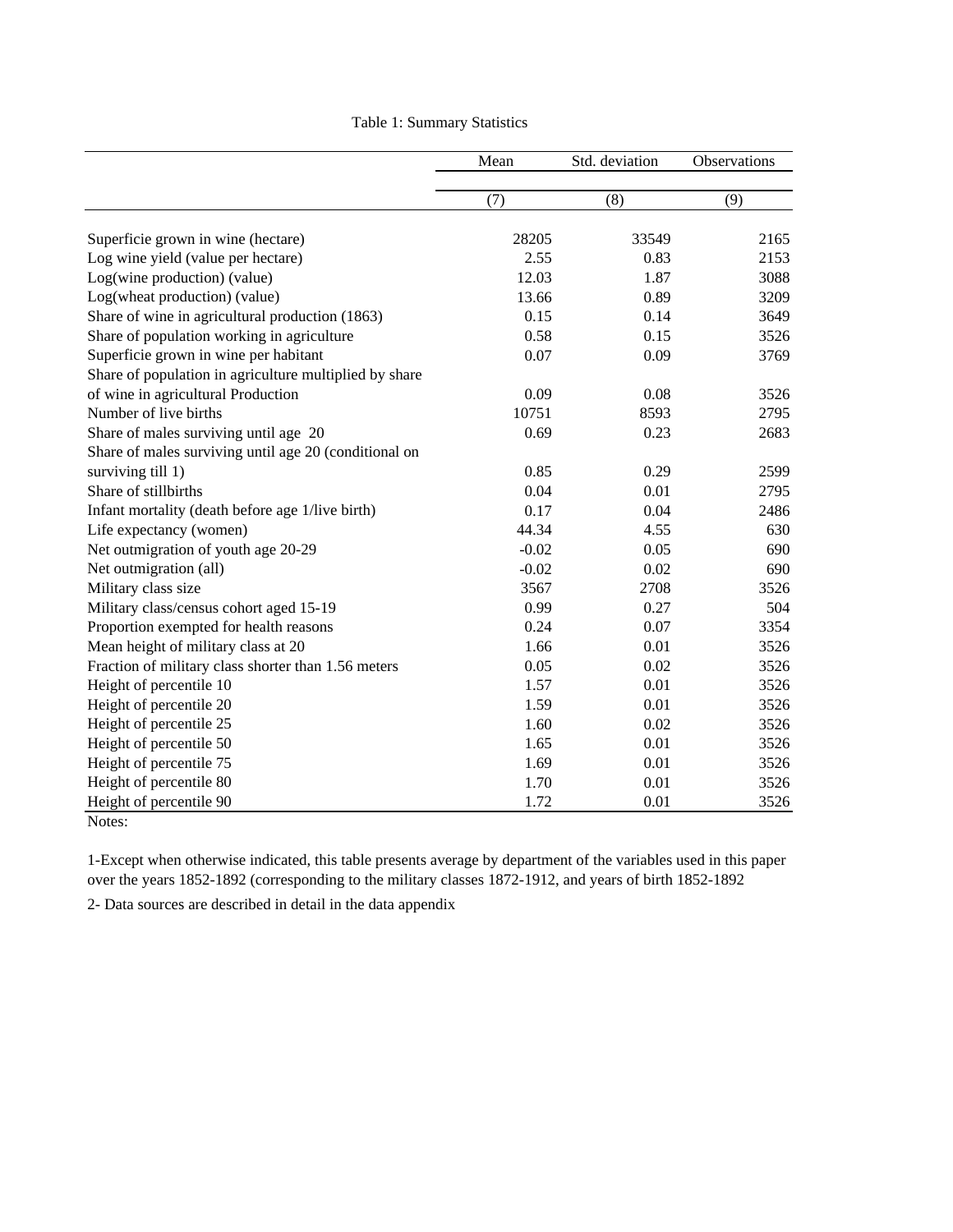Table 1: Summary Statistics

| | Mean | Std. deviation | Observations |
|---|---|---|---|
| | (7) | (8) | (9) |
| Superficie grown in wine (hectare) | 28205 | 33549 | 2165 |
| Log wine yield (value per hectare) | 2.55 | 0.83 | 2153 |
| Log(wine production) (value) | 12.03 | 1.87 | 3088 |
| Log(wheat production) (value) | 13.66 | 0.89 | 3209 |
| Share of wine in agricultural production (1863) | 0.15 | 0.14 | 3649 |
| Share of population working in agriculture | 0.58 | 0.15 | 3526 |
| Superficie grown in wine per habitant | 0.07 | 0.09 | 3769 |
| Share of population in agriculture multiplied by share of wine in agricultural Production | 0.09 | 0.08 | 3526 |
| Number of live births | 10751 | 8593 | 2795 |
| Share of males surviving until age 20 | 0.69 | 0.23 | 2683 |
| Share of males surviving until age 20 (conditional on surviving till 1) | 0.85 | 0.29 | 2599 |
| Share of stillbirths | 0.04 | 0.01 | 2795 |
| Infant mortality (death before age 1/live birth) | 0.17 | 0.04 | 2486 |
| Life expectancy (women) | 44.34 | 4.55 | 630 |
| Net outmigration of youth age 20-29 | -0.02 | 0.05 | 690 |
| Net outmigration (all) | -0.02 | 0.02 | 690 |
| Military class size | 3567 | 2708 | 3526 |
| Military class/census cohort aged 15-19 | 0.99 | 0.27 | 504 |
| Proportion exempted for health reasons | 0.24 | 0.07 | 3354 |
| Mean height of military class at 20 | 1.66 | 0.01 | 3526 |
| Fraction of military class shorter than 1.56 meters | 0.05 | 0.02 | 3526 |
| Height of percentile 10 | 1.57 | 0.01 | 3526 |
| Height of percentile 20 | 1.59 | 0.01 | 3526 |
| Height of percentile 25 | 1.60 | 0.02 | 3526 |
| Height of percentile 50 | 1.65 | 0.01 | 3526 |
| Height of percentile 75 | 1.69 | 0.01 | 3526 |
| Height of percentile 80 | 1.70 | 0.01 | 3526 |
| Height of percentile 90 | 1.72 | 0.01 | 3526 |

Notes:

1-Except when otherwise indicated, this table presents average by department of the variables used in this paper over the years 1852-1892 (corresponding to the military classes 1872-1912, and years of birth 1852-1892

2- Data sources are described in detail in the data appendix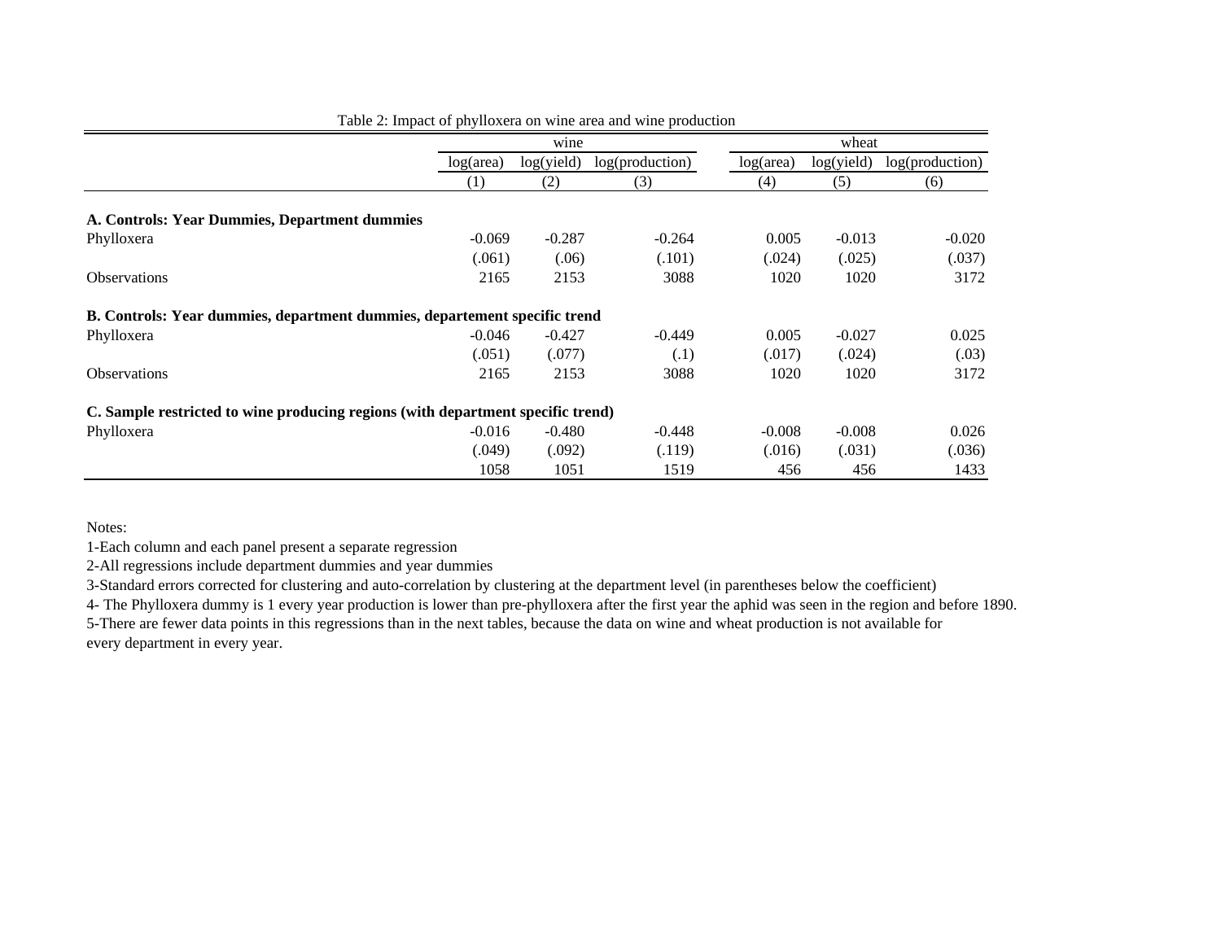Table 2: Impact of phylloxera on wine area and wine production

| | wine | | | wheat | | |
|---|---|---|---|---|---|---|
| | log(area) | log(yield) | log(production) | log(area) | log(yield) | log(production) |
| | (1) | (2) | (3) | (4) | (5) | (6) |
| **A. Controls: Year Dummies, Department dummies** | | | | | | |
| Phylloxera | -0.069 | -0.287 | -0.264 | 0.005 | -0.013 | -0.020 |
| | (.061) | (.06) | (.101) | (.024) | (.025) | (.037) |
| Observations | 2165 | 2153 | 3088 | 1020 | 1020 | 3172 |
| **B. Controls: Year dummies, department dummies, departement specific trend** | | | | | | |
| Phylloxera | -0.046 | -0.427 | -0.449 | 0.005 | -0.027 | 0.025 |
| | (.051) | (.077) | (.1) | (.017) | (.024) | (.03) |
| Observations | 2165 | 2153 | 3088 | 1020 | 1020 | 3172 |
| **C. Sample restricted to wine producing regions (with department specific trend)** | | | | | | |
| Phylloxera | -0.016 | -0.480 | -0.448 | -0.008 | -0.008 | 0.026 |
| | (.049) | (.092) | (.119) | (.016) | (.031) | (.036) |
| | 1058 | 1051 | 1519 | 456 | 456 | 1433 |

Notes:

1-Each column and each panel present a separate regression

2-All regressions include department dummies and year dummies

3-Standard errors corrected for clustering and auto-correlation by clustering at the department level (in parentheses below the coefficient)

4- The Phylloxera dummy is 1 every year production is lower than pre-phylloxera after the first year the aphid was seen in the region and before 1890.

5-There are fewer data points in this regressions than in the next tables, because the data on wine and wheat production is not available for every department in every year.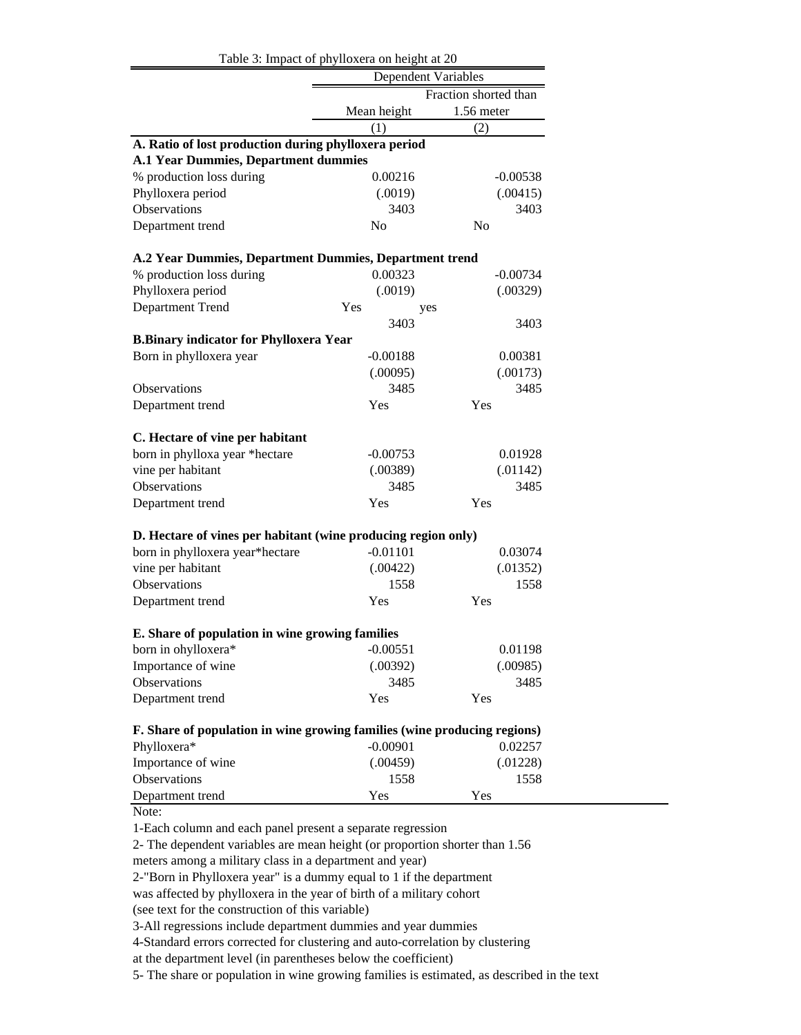Table 3: Impact of phylloxera on height at 20

| | Dependent Variables | |
|---|---|---|
| | Mean height | Fraction shorted than 1.56 meter |
| | (1) | (2) |
| **A. Ratio of lost production during phylloxera period** | | |
| **A.1 Year Dummies, Department dummies** | | |
| % production loss during | 0.00216 | -0.00538 |
| Phylloxera period | (.0019) | (.00415) |
| Observations | 3403 | 3403 |
| Department trend | No | No |
| **A.2 Year Dummies, Department Dummies, Department trend** | | |
| % production loss during | 0.00323 | -0.00734 |
| Phylloxera period | (.0019) | (.00329) |
| Department Trend | Yes | yes |
| | 3403 | 3403 |
| **B.Binary indicator for Phylloxera Year** | | |
| Born in phylloxera year | -0.00188 | 0.00381 |
| | (.00095) | (.00173) |
| Observations | 3485 | 3485 |
| Department trend | Yes | Yes |
| **C. Hectare of vine per habitant** | | |
| born in phylloxa year *hectare | -0.00753 | 0.01928 |
| vine per habitant | (.00389) | (.01142) |
| Observations | 3485 | 3485 |
| Department trend | Yes | Yes |
| **D. Hectare of vines per habitant (wine producing region only)** | | |
| born in phylloxera year*hectare | -0.01101 | 0.03074 |
| vine per habitant | (.00422) | (.01352) |
| Observations | 1558 | 1558 |
| Department trend | Yes | Yes |
| **E. Share of population in wine growing families** | | |
| born in ohylloxera* | -0.00551 | 0.01198 |
| Importance of wine | (.00392) | (.00985) |
| Observations | 3485 | 3485 |
| Department trend | Yes | Yes |
| **F. Share of population in wine growing families (wine producing regions)** | | |
| Phylloxera* | -0.00901 | 0.02257 |
| Importance of wine | (.00459) | (.01228) |
| Observations | 1558 | 1558 |
| Department trend | Yes | Yes |

Note:

1-Each column and each panel present a separate regression

2- The dependent variables are mean height (or proportion shorter than 1.56 meters among a military class in a department and year)

2-"Born in Phylloxera year" is a dummy equal to 1 if the department was affected by phylloxera in the year of birth of a military cohort (see text for the construction of this variable)

3-All regressions include department dummies and year dummies

4-Standard errors corrected for clustering and auto-correlation by clustering at the department level (in parentheses below the coefficient)

5- The share or population in wine growing families is estimated, as described in the text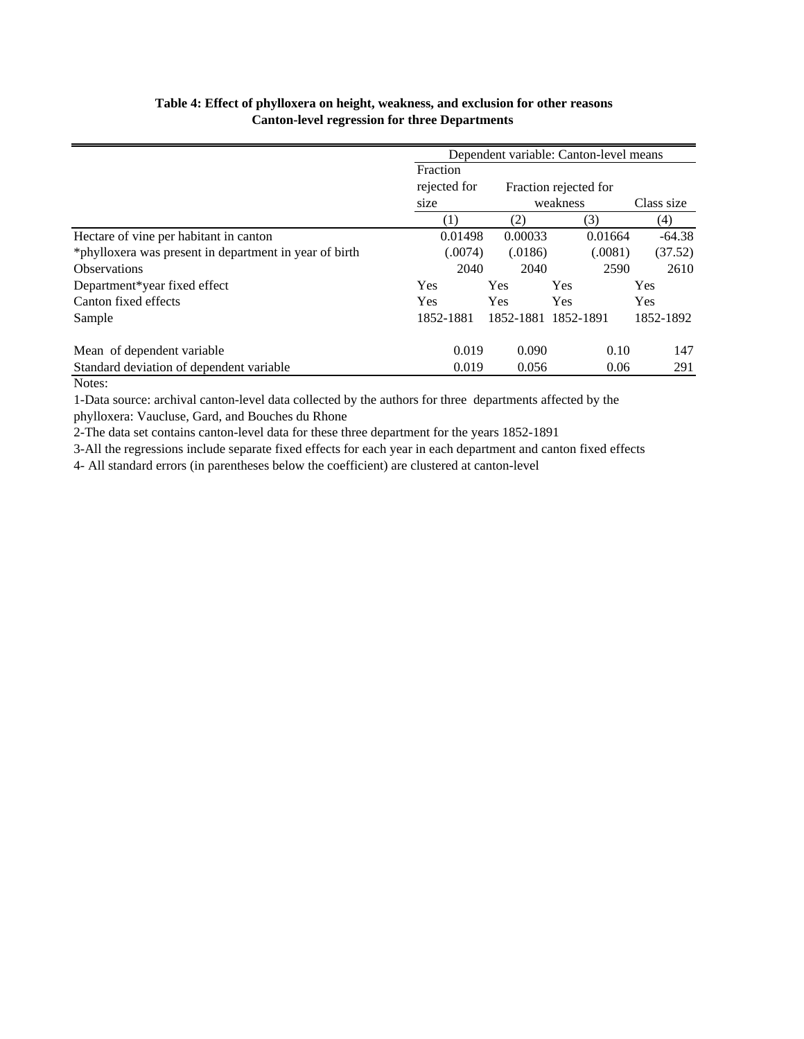**Table 4: Effect of phylloxera on height, weakness, and exclusion for other reasons**
**Canton-level regression for three Departments**

| | Dependent variable: Canton-level means | | | |
|---|---|---|---|---|
| | Fraction rejected for size | Fraction rejected for weakness | | Class size |
| | (1) | (2) | (3) | (4) |
| Hectare of vine per habitant in canton | 0.01498 | 0.00033 | 0.01664 | -64.38 |
| *phylloxera was present in department in year of birth | (.0074) | (.0186) | (.0081) | (37.52) |
| Observations | 2040 | 2040 | 2590 | 2610 |
| Department*year fixed effect | Yes | Yes | Yes | Yes |
| Canton fixed effects | Yes | Yes | Yes | Yes |
| Sample | 1852-1881 | 1852-1881 | 1852-1891 | 1852-1892 |
| Mean of dependent variable | 0.019 | 0.090 | 0.10 | 147 |
| Standard deviation of dependent variable | 0.019 | 0.056 | 0.06 | 291 |

Notes:

1-Data source: archival canton-level data collected by the authors for three departments affected by the phylloxera: Vaucluse, Gard, and Bouches du Rhone

2-The data set contains canton-level data for these three department for the years 1852-1891

3-All the regressions include separate fixed effects for each year in each department and canton fixed effects

4- All standard errors (in parentheses below the coefficient) are clustered at canton-level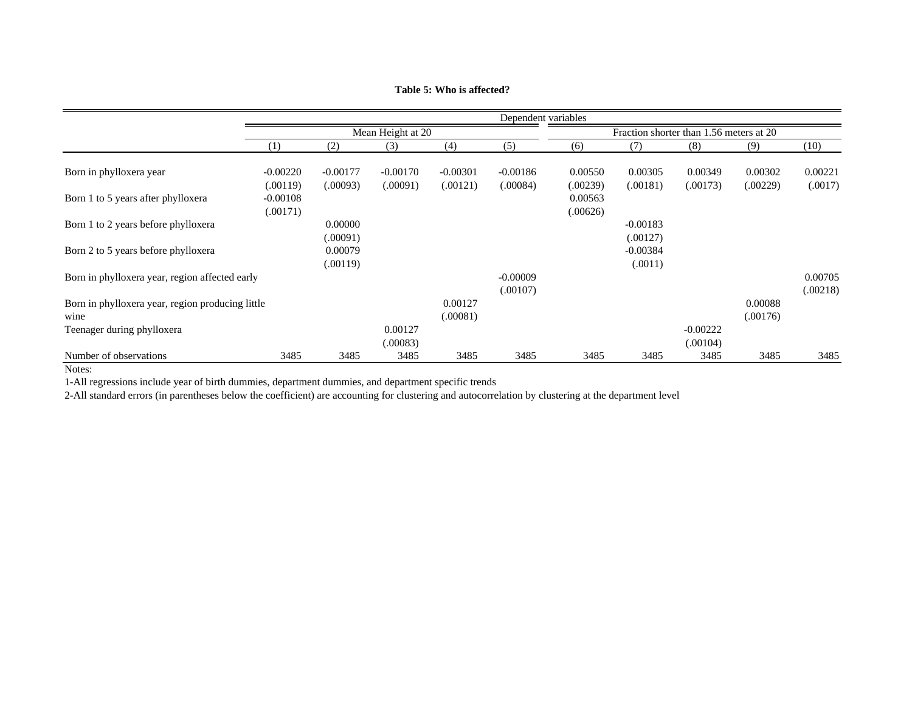**Table 5: Who is affected?**

| | Dependent variables | | | | | | | | | |
|---|---|---|---|---|---|---|---|---|---|---|
| | Mean Height at 20 | | | | | Fraction shorter than 1.56 meters at 20 | | | | |
| | (1) | (2) | (3) | (4) | (5) | (6) | (7) | (8) | (9) | (10) |
| Born in phylloxera year | -0.00220 | -0.00177 | -0.00170 | -0.00301 | -0.00186 | 0.00550 | 0.00305 | 0.00349 | 0.00302 | 0.00221 |
| | (.00119) | (.00093) | (.00091) | (.00121) | (.00084) | (.00239) | (.00181) | (.00173) | (.00229) | (.0017) |
| Born 1 to 5 years after phylloxera | -0.00108 | | | | | 0.00563 | | | | |
| | (.00171) | | | | | (.00626) | | | | |
| Born 1 to 2 years before phylloxera | | 0.00000 | | | | | -0.00183 | | | |
| | | (.00091) | | | | | (.00127) | | | |
| Born 2 to 5 years before phylloxera | | 0.00079 | | | | | -0.00384 | | | |
| | | (.00119) | | | | | (.0011) | | | |
| Born in phylloxera year, region affected early | | | | | -0.00009 | | | | | 0.00705 |
| | | | | | (.00107) | | | | | (.00218) |
| Born in phylloxera year, region producing little wine | | | | 0.00127 | | | | | 0.00088 | |
| | | | | (.00081) | | | | | (.00176) | |
| Teenager during phylloxera | | | 0.00127 | | | | | -0.00222 | | |
| | | | (.00083) | | | | | (.00104) | | |
| Number of observations | 3485 | 3485 | 3485 | 3485 | 3485 | 3485 | 3485 | 3485 | 3485 | 3485 |

Notes:

1-All regressions include year of birth dummies, department dummies, and department specific trends

2-All standard errors (in parentheses below the coefficient) are accounting for clustering and autocorrelation by clustering at the department level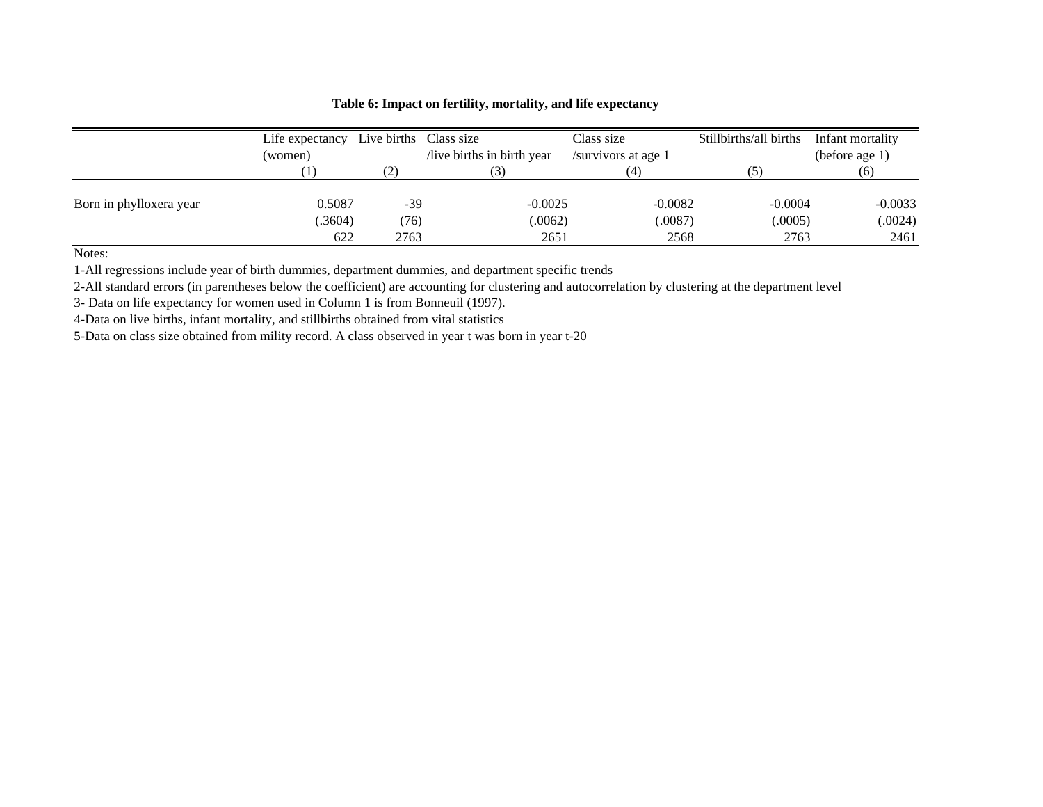**Table 6: Impact on fertility, mortality, and life expectancy**

| | Life expectancy (women) | Live births | Class size /live births in birth year | Class size /survivors at age 1 | Stillbirths/all births | Infant mortality (before age 1) |
|---|---|---|---|---|---|---|
| | (1) | (2) | (3) | (4) | (5) | (6) |
| Born in phylloxera year | 0.5087 | -39 | -0.0025 | -0.0082 | -0.0004 | -0.0033 |
| | (.3604) | (76) | (.0062) | (.0087) | (.0005) | (.0024) |
| | 622 | 2763 | 2651 | 2568 | 2763 | 2461 |

Notes:

1-All regressions include year of birth dummies, department dummies, and department specific trends

2-All standard errors (in parentheses below the coefficient) are accounting for clustering and autocorrelation by clustering at the department level

3- Data on life expectancy for women used in Column 1 is from Bonneuil (1997).

4-Data on live births, infant mortality, and stillbirths obtained from vital statistics

5-Data on class size obtained from mility record. A class observed in year t was born in year t-20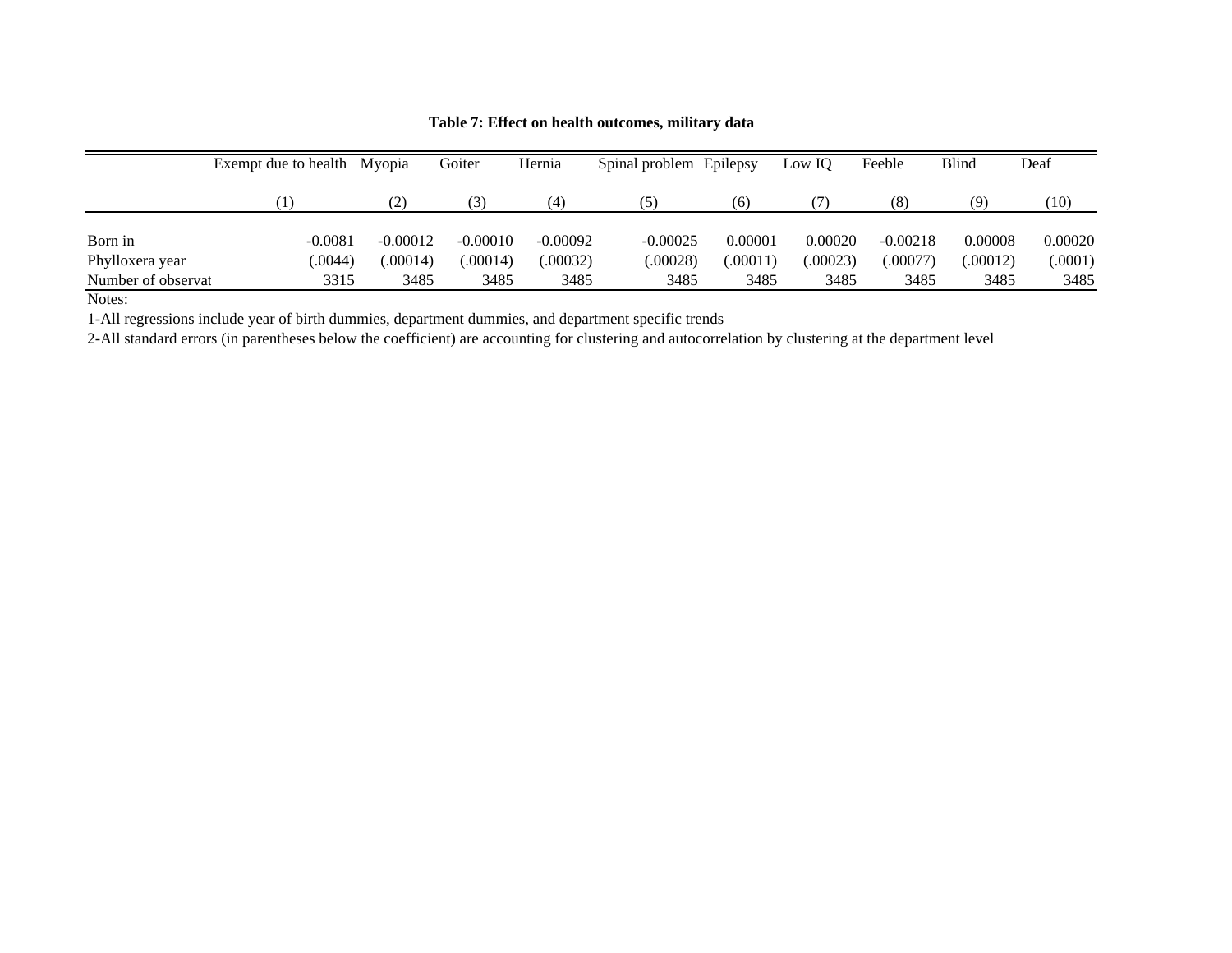**Table 7: Effect on health outcomes, military data**

| | Exempt due to health | Myopia | Goiter | Hernia | Spinal problem | Epilepsy | Low IQ | Feeble | Blind | Deaf |
|---|---|---|---|---|---|---|---|---|---|---|
| | (1) | (2) | (3) | (4) | (5) | (6) | (7) | (8) | (9) | (10) |
| Born in Phylloxera year | -0.0081 | -0.00012 | -0.00010 | -0.00092 | -0.00025 | 0.00001 | 0.00020 | -0.00218 | 0.00008 | 0.00020 |
| | (.0044) | (.00014) | (.00014) | (.00032) | (.00028) | (.00011) | (.00023) | (.00077) | (.00012) | (.0001) |
| Number of observat | 3315 | 3485 | 3485 | 3485 | 3485 | 3485 | 3485 | 3485 | 3485 | 3485 |

Notes:

1-All regressions include year of birth dummies, department dummies, and department specific trends

2-All standard errors (in parentheses below the coefficient) are accounting for clustering and autocorrelation by clustering at the department level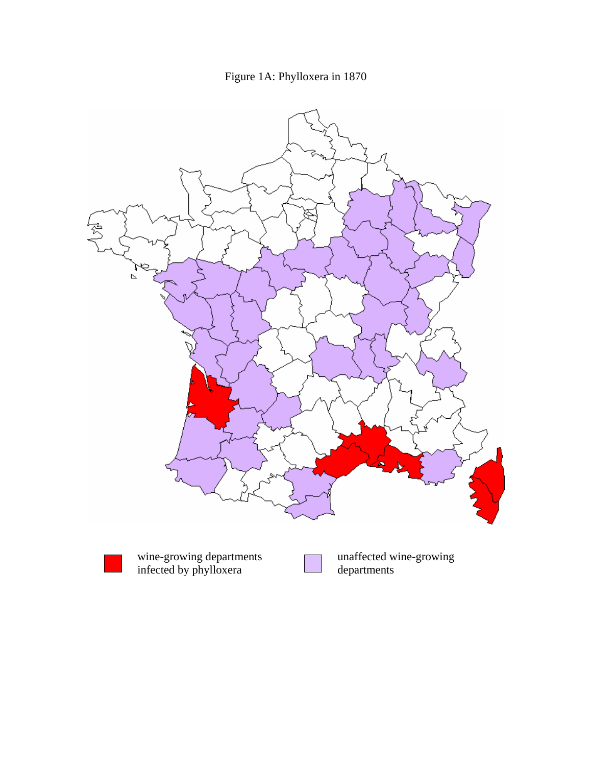Figure 1A: Phylloxera in 1870

wine-growing departments infected by phylloxera

unaffected wine-growing departments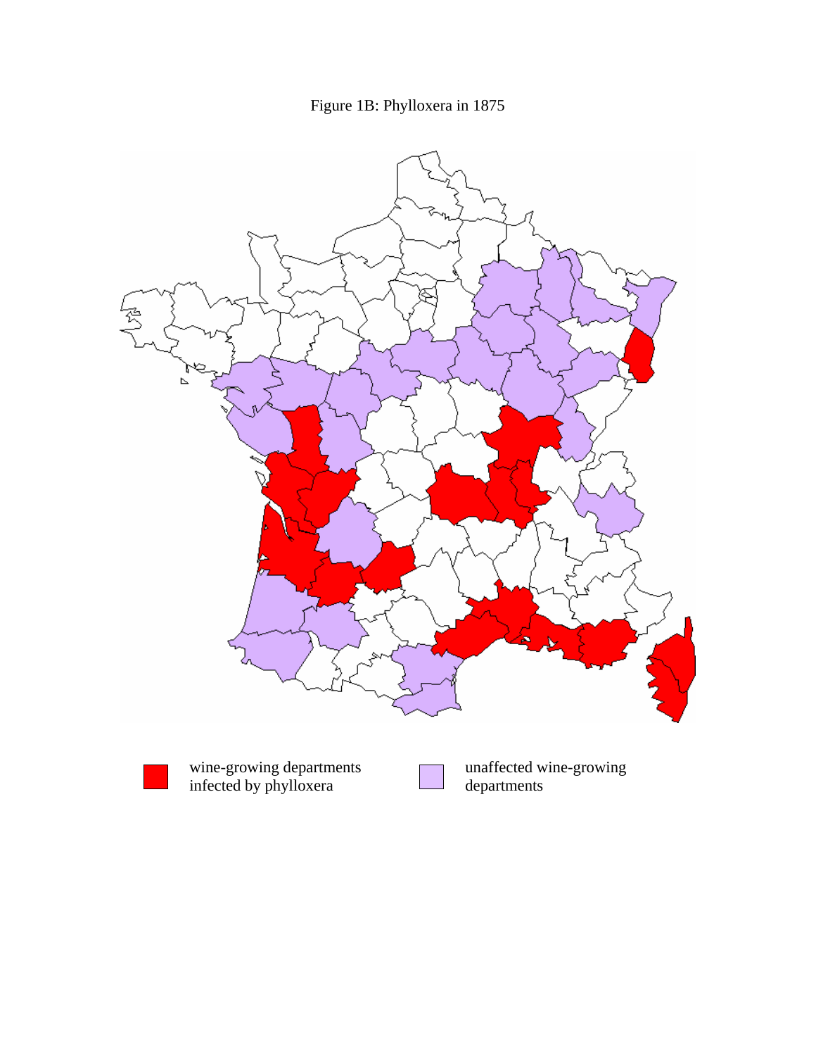Figure 1B: Phylloxera in 1875

wine-growing departments infected by phylloxera

unaffected wine-growing departments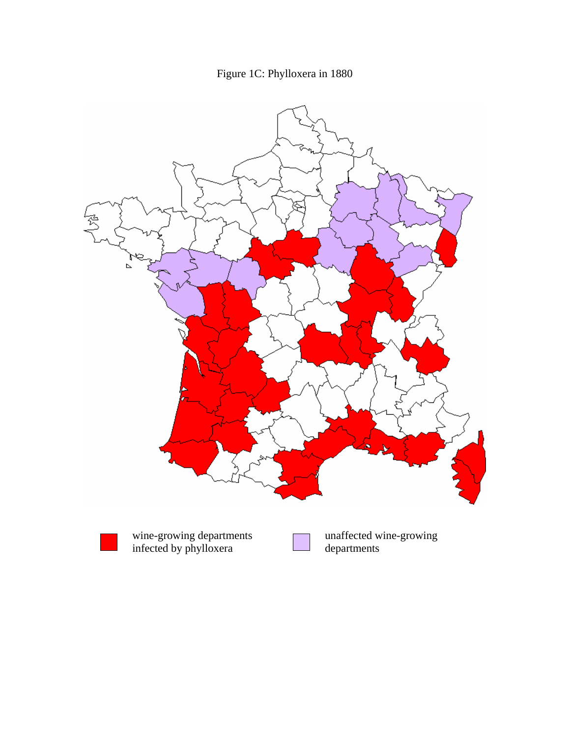Figure 1C: Phylloxera in 1880

wine-growing departments infected by phylloxera

unaffected wine-growing departments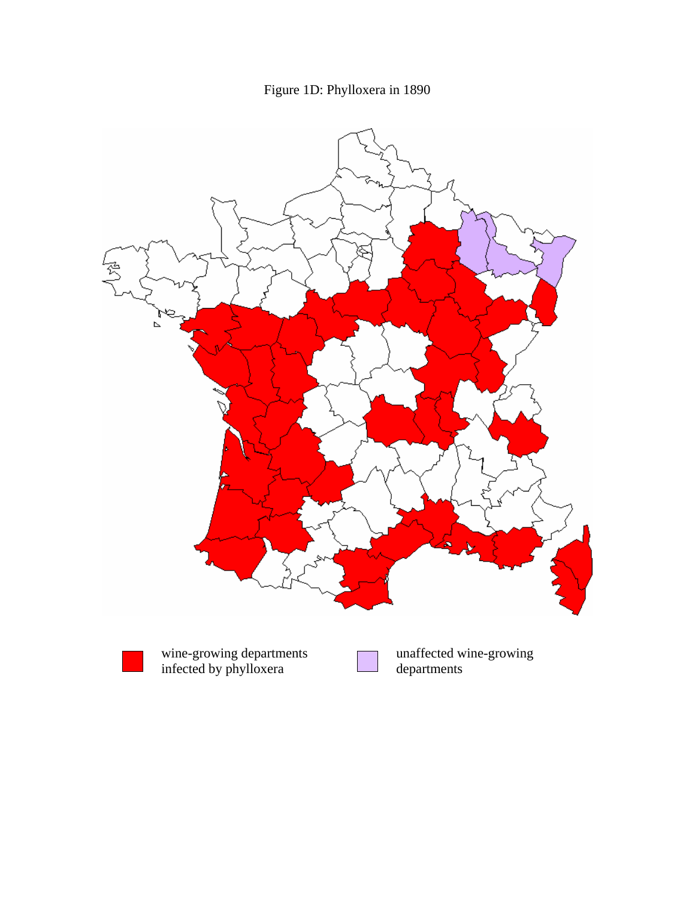Figure 1D: Phylloxera in 1890

wine-growing departments infected by phylloxera

unaffected wine-growing departments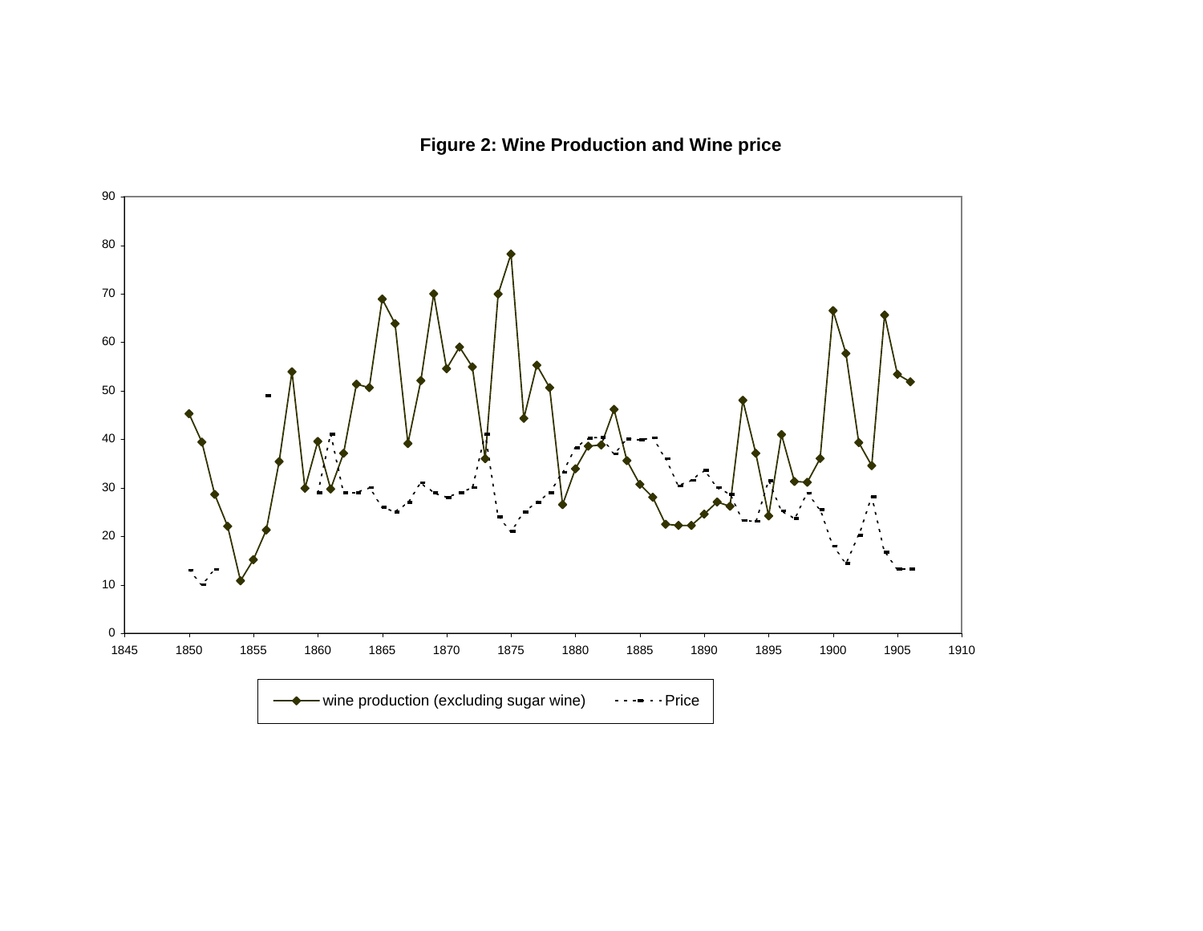**Figure 2: Wine Production and Wine price**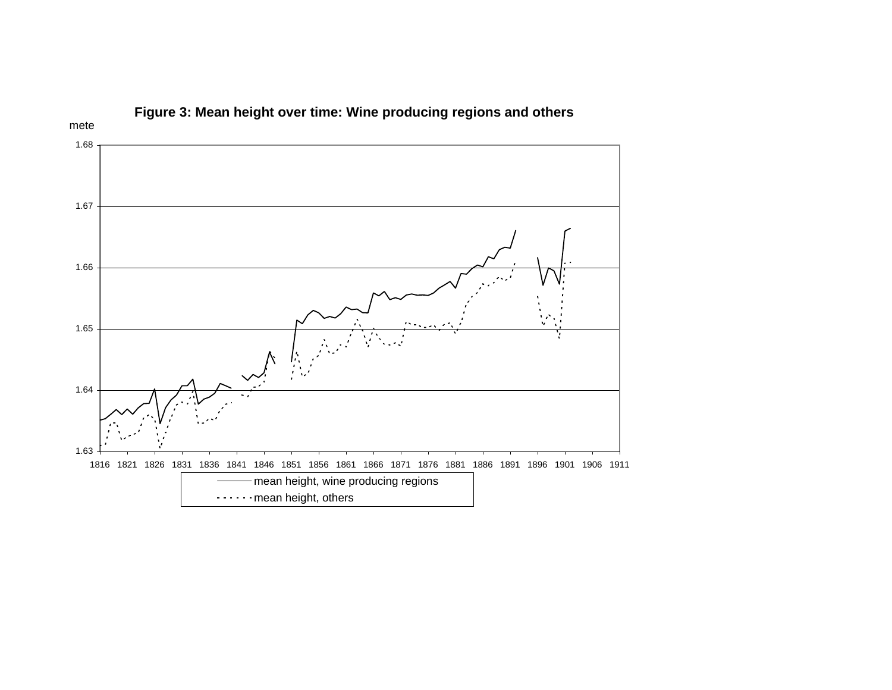**Figure 3: Mean height over time: Wine producing regions and others**

mete

1.68

1.67

1.66

1.65

1.64

1.63

1816 1821 1826 1831 1836 1841 1846 1851 1856 1861 1866 1871 1876 1881 1886 1891 1896 1901 1906 1911

mean height, wine producing regions

mean height, others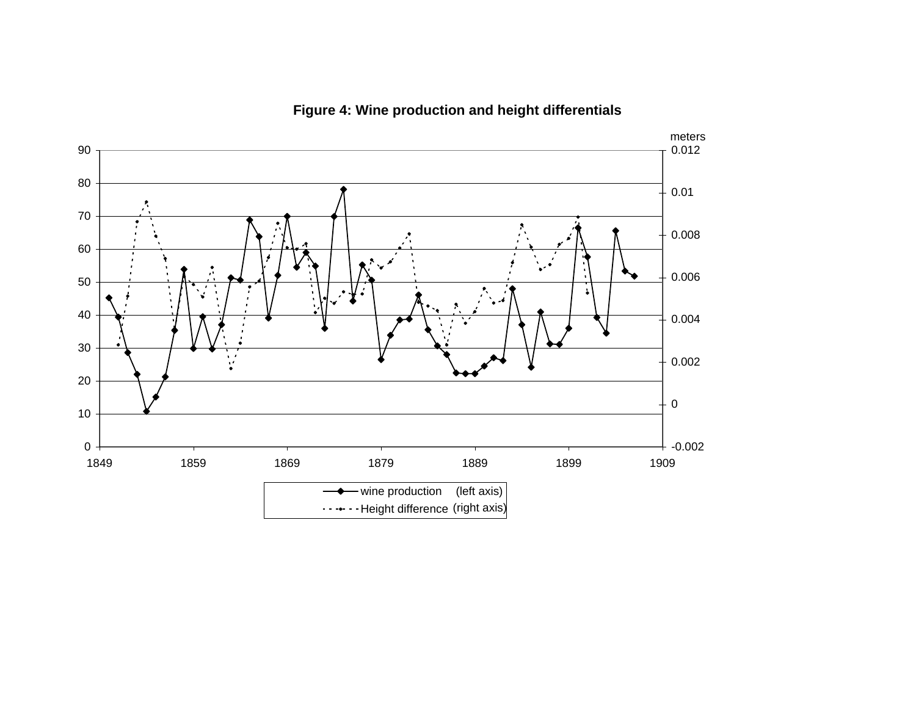**Figure 4: Wine production and height differentials**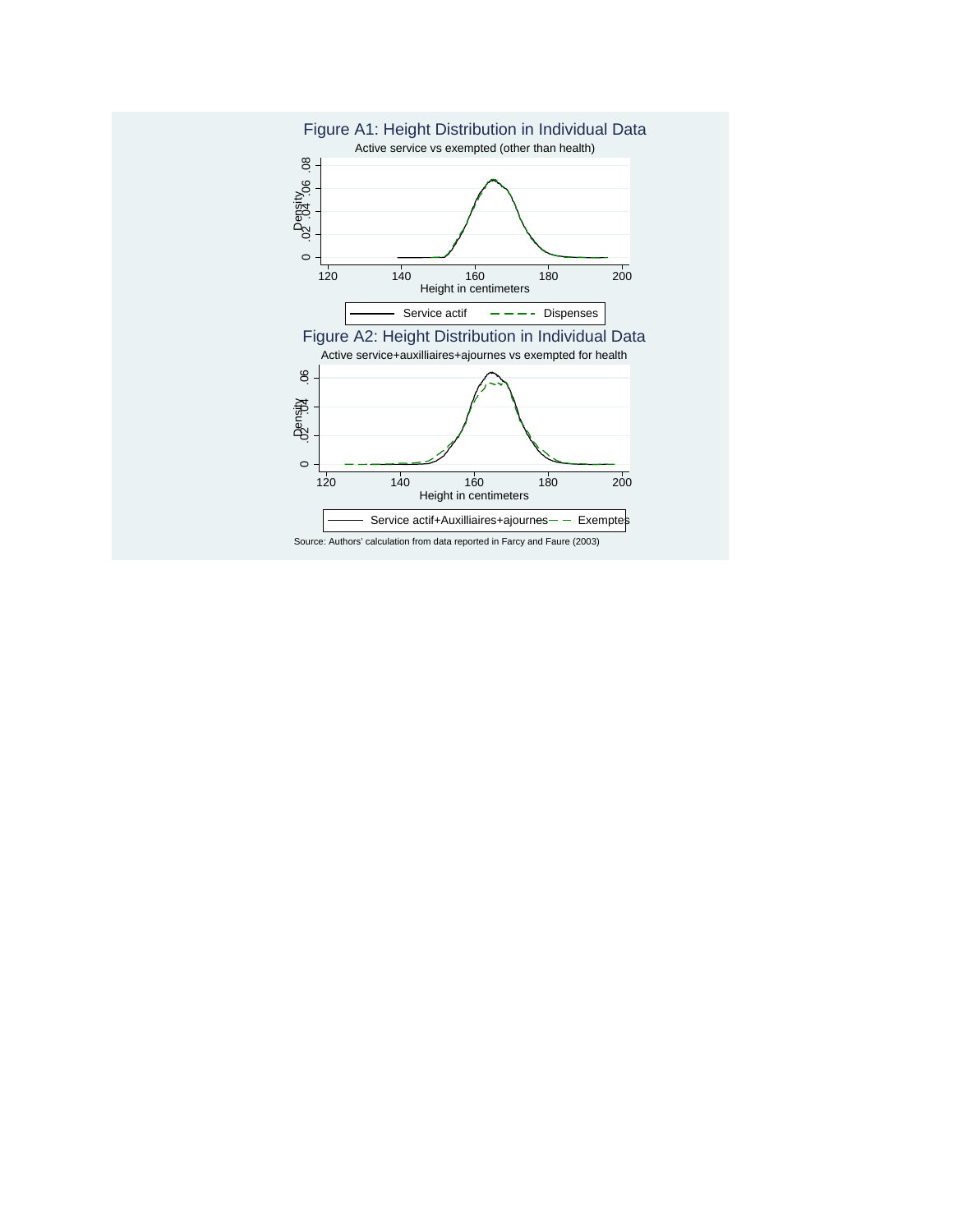Figure A1: Height Distribution in Individual Data

Active service vs exempted (other than health)

Density

0

.02

.04

.06

.08

120

140

160

180

200

Height in centimeters

Service actif

Dispenses

Figure A2: Height Distribution in Individual Data

Active service+auxilliaires+ajournes vs exempted for health

Density

0

.02

.04

.06

120

140

160

180

200

Height in centimeters

Service actif+Auxilliaires+ajournes

Exemptes

Source: Authors' calculation from data reported in Farcy and Faure (2003)